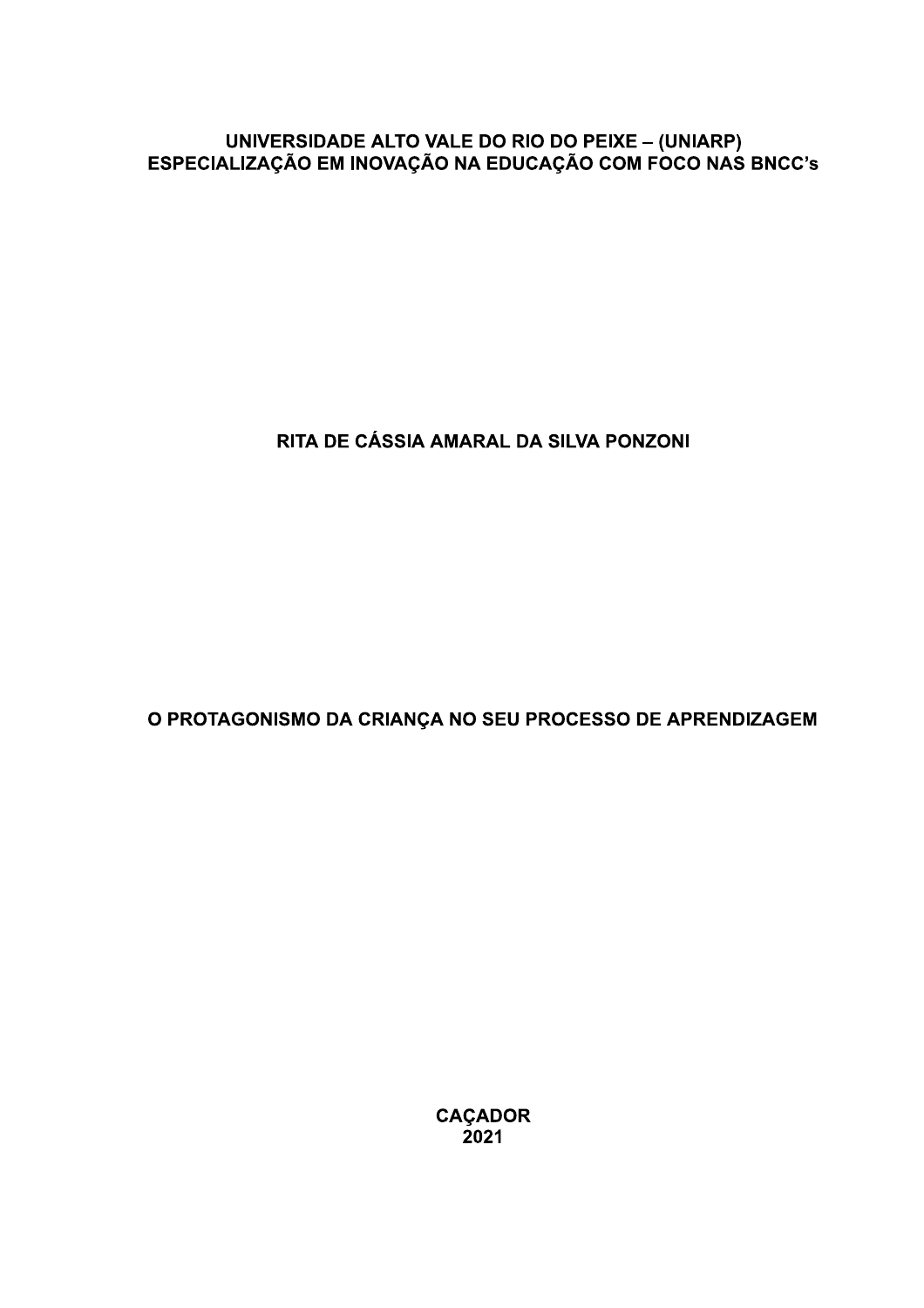**UNIVERSIDADE ALTO VALE DO RIO DO PEIXE – (UNIARP)**
**ESPECIALIZAÇÃO EM INOVAÇÃO NA EDUCAÇÃO COM FOCO NAS BNCC's**

**RITA DE CÁSSIA AMARAL DA SILVA PONZONI**

# O PROTAGONISMO DA CRIANÇA NO SEU PROCESSO DE APRENDIZAGEM

**CAÇADOR**
**2021**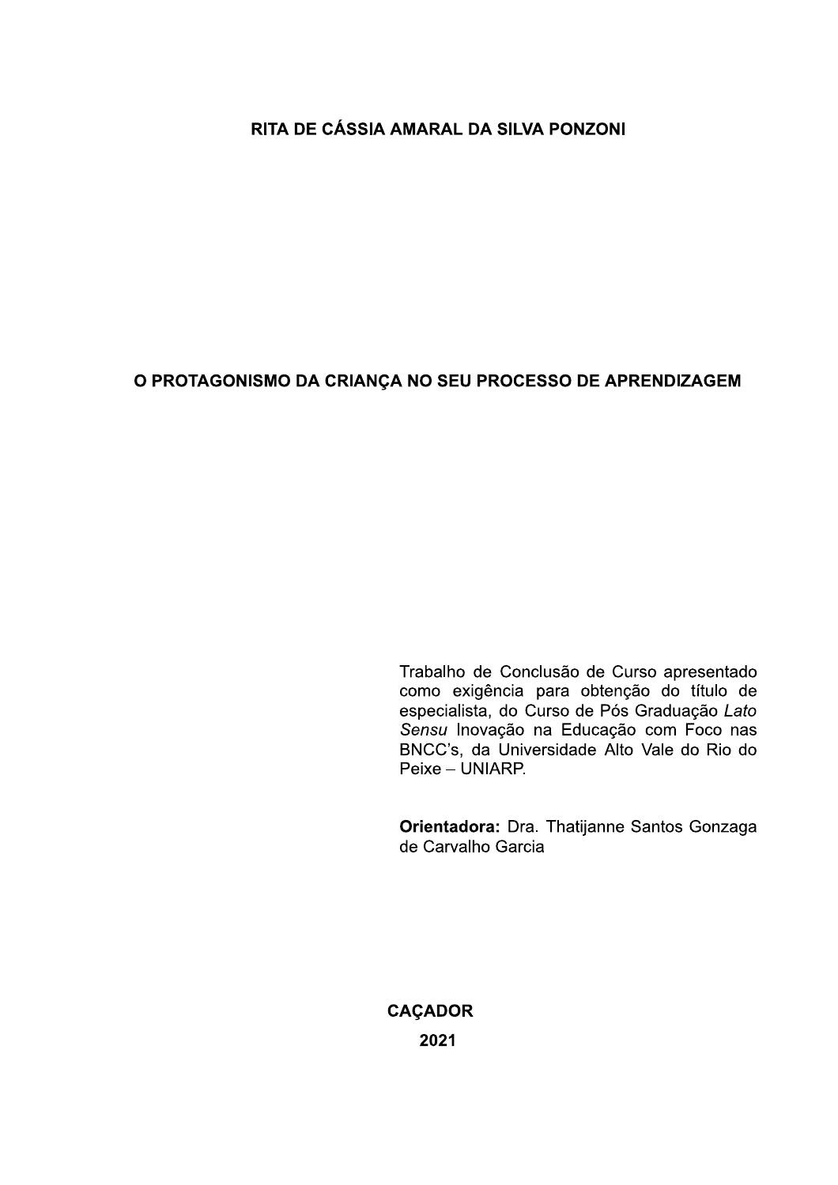RITA DE CÁSSIA AMARAL DA SILVA PONZONI

# O PROTAGONISMO DA CRIANÇA NO SEU PROCESSO DE APRENDIZAGEM

Trabalho de Conclusão de Curso apresentado como exigência para obtenção do título de especialista, do Curso de Pós Graduação *Lato Sensu* Inovação na Educação com Foco nas BNCC's, da Universidade Alto Vale do Rio do Peixe – UNIARP.

**Orientadora:** Dra. Thatijanne Santos Gonzaga de Carvalho Garcia

**CAÇADOR**

**2021**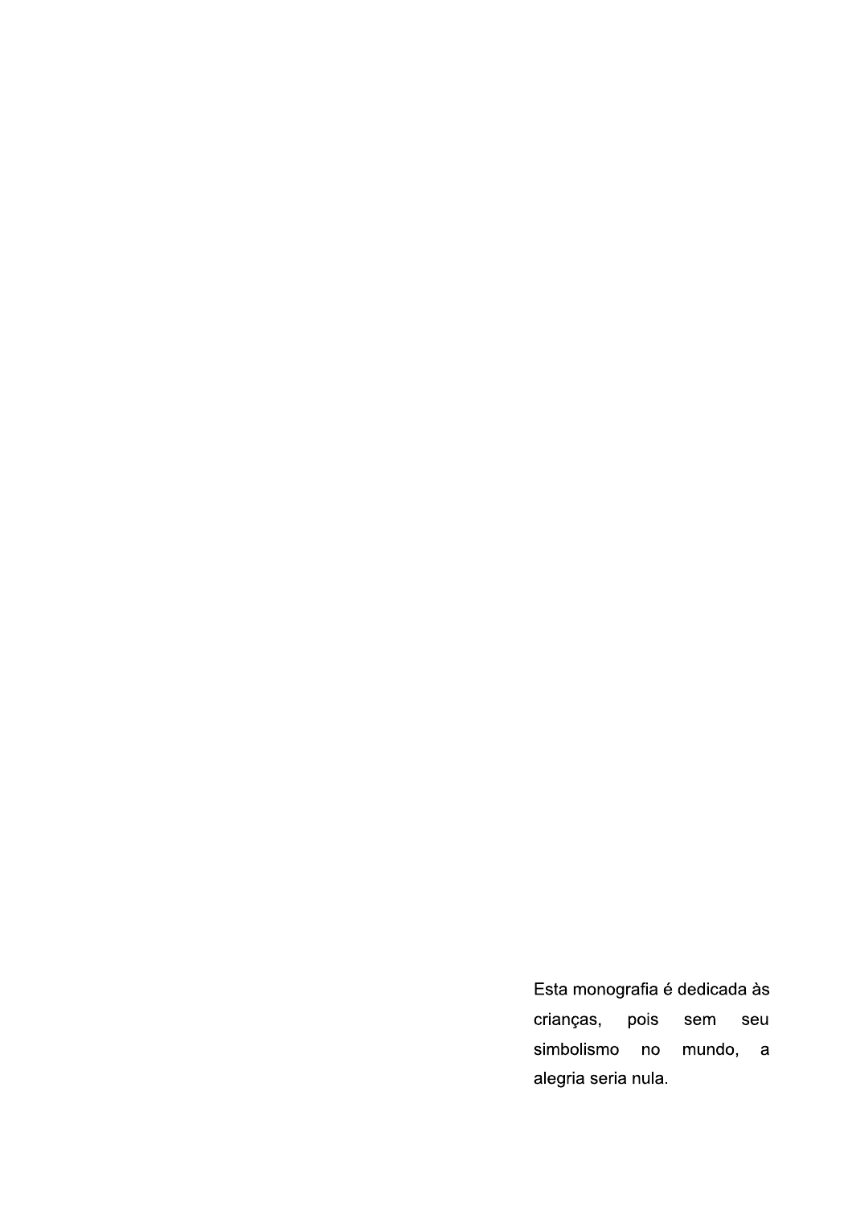Esta monografia é dedicada às crianças, pois sem seu simbolismo no mundo, a alegria seria nula.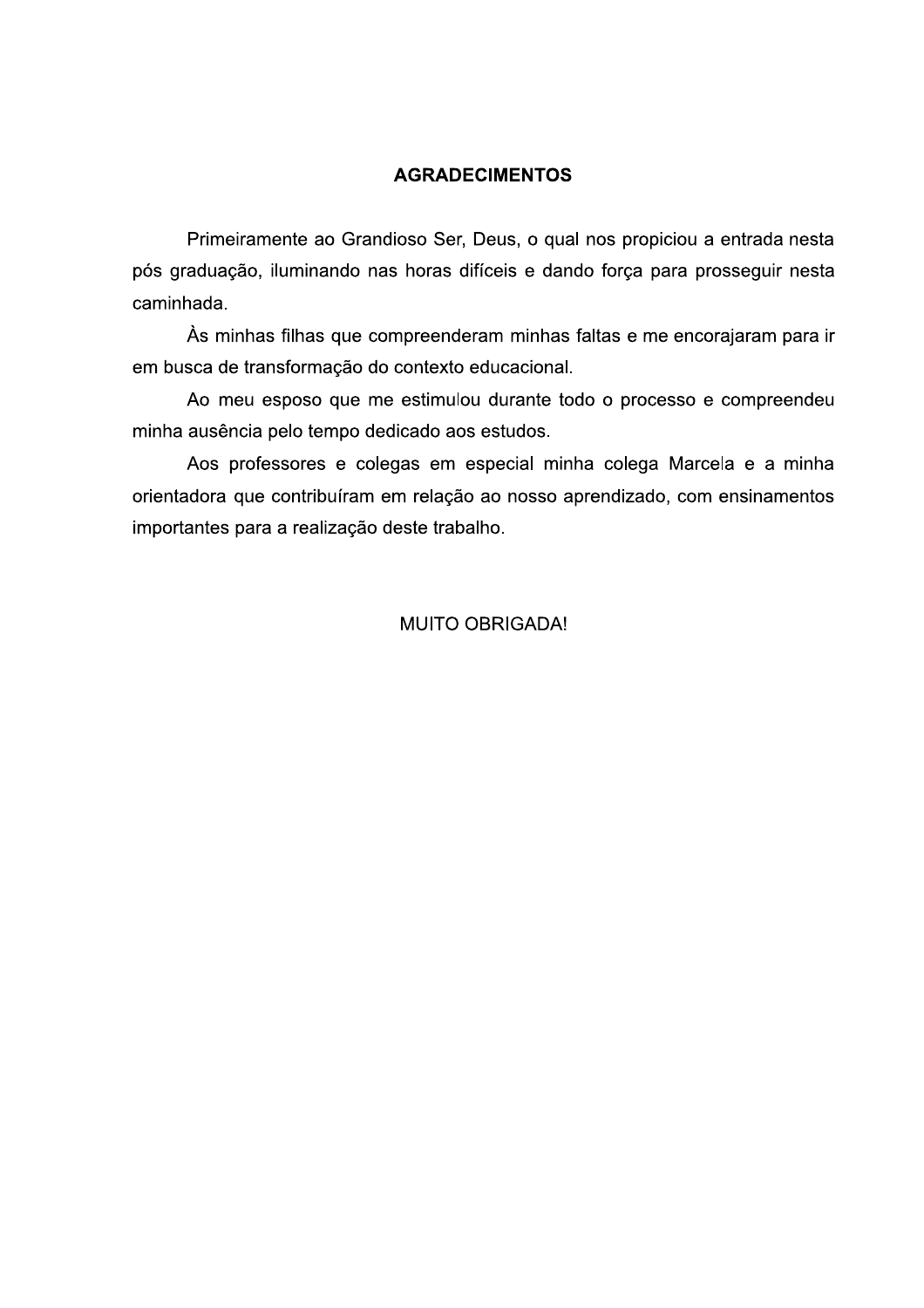## AGRADECIMENTOS

Primeiramente ao Grandioso Ser, Deus, o qual nos propiciou a entrada nesta pós graduação, iluminando nas horas difíceis e dando força para prosseguir nesta caminhada.

Às minhas filhas que compreenderam minhas faltas e me encorajaram para ir em busca de transformação do contexto educacional.

Ao meu esposo que me estimulou durante todo o processo e compreendeu minha ausência pelo tempo dedicado aos estudos.

Aos professores e colegas em especial minha colega Marcela e a minha orientadora que contribuíram em relação ao nosso aprendizado, com ensinamentos importantes para a realização deste trabalho.

MUITO OBRIGADA!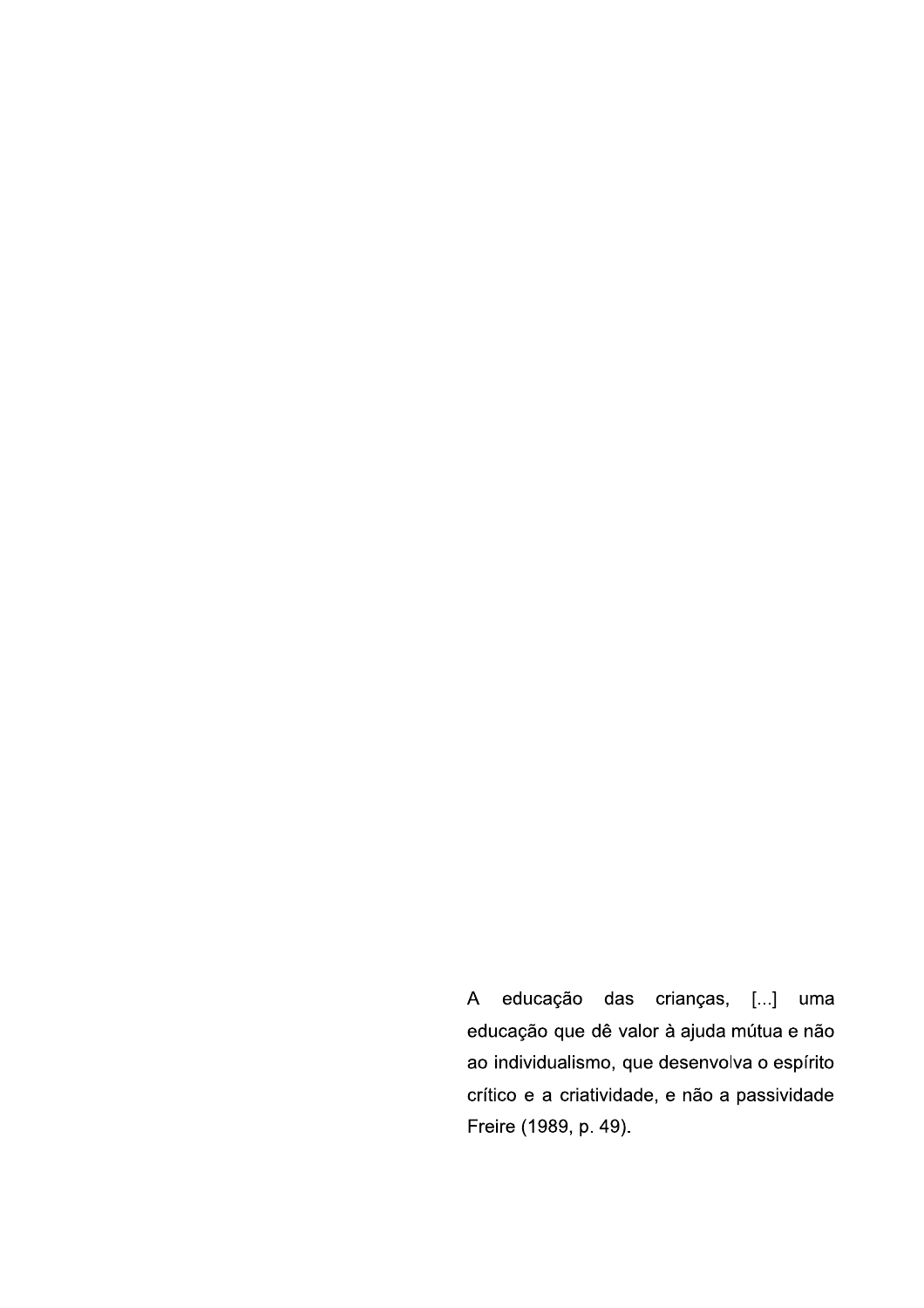A educação das crianças, [...] uma educação que dê valor à ajuda mútua e não ao individualismo, que desenvolva o espírito crítico e a criatividade, e não a passividade Freire (1989, p. 49).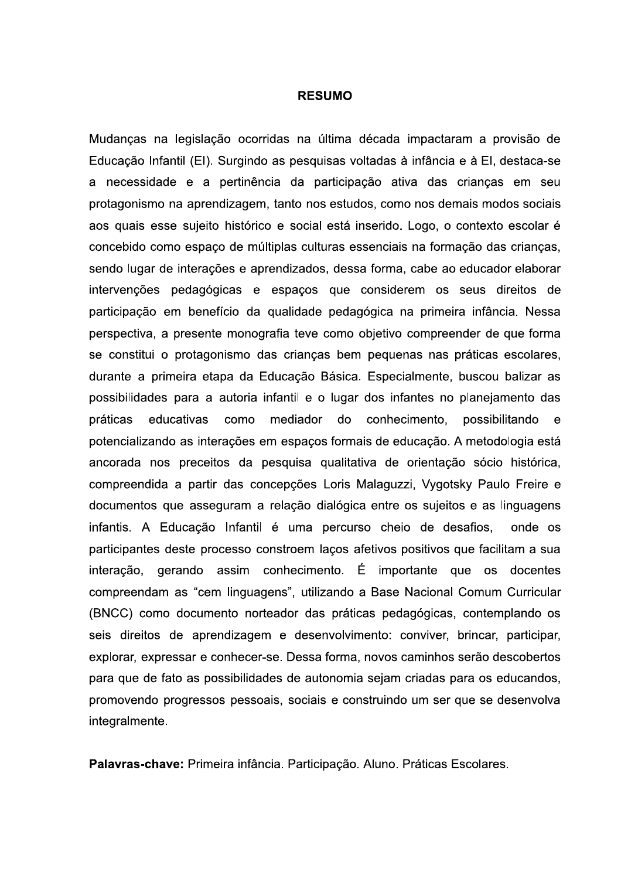# RESUMO

Mudanças na legislação ocorridas na última década impactaram a provisão de Educação Infantil (EI). Surgindo as pesquisas voltadas à infância e à EI, destaca-se a necessidade e a pertinência da participação ativa das crianças em seu protagonismo na aprendizagem, tanto nos estudos, como nos demais modos sociais aos quais esse sujeito histórico e social está inserido. Logo, o contexto escolar é concebido como espaço de múltiplas culturas essenciais na formação das crianças, sendo lugar de interações e aprendizados, dessa forma, cabe ao educador elaborar intervenções pedagógicas e espaços que considerem os seus direitos de participação em benefício da qualidade pedagógica na primeira infância. Nessa perspectiva, a presente monografia teve como objetivo compreender de que forma se constitui o protagonismo das crianças bem pequenas nas práticas escolares, durante a primeira etapa da Educação Básica. Especialmente, buscou balizar as possibilidades para a autoria infantil e o lugar dos infantes no planejamento das práticas educativas como mediador do conhecimento, possibilitando e potencializando as interações em espaços formais de educação. A metodologia está ancorada nos preceitos da pesquisa qualitativa de orientação sócio histórica, compreendida a partir das concepções Loris Malaguzzi, Vygotsky Paulo Freire e documentos que asseguram a relação dialógica entre os sujeitos e as linguagens infantis. A Educação Infantil é uma percurso cheio de desafios, onde os participantes deste processo constroem laços afetivos positivos que facilitam a sua interação, gerando assim conhecimento. É importante que os docentes compreendam as "cem linguagens", utilizando a Base Nacional Comum Curricular (BNCC) como documento norteador das práticas pedagógicas, contemplando os seis direitos de aprendizagem e desenvolvimento: conviver, brincar, participar, explorar, expressar e conhecer-se. Dessa forma, novos caminhos serão descobertos para que de fato as possibilidades de autonomia sejam criadas para os educandos, promovendo progressos pessoais, sociais e construindo um ser que se desenvolva integralmente.

**Palavras-chave:** Primeira infância. Participação. Aluno. Práticas Escolares.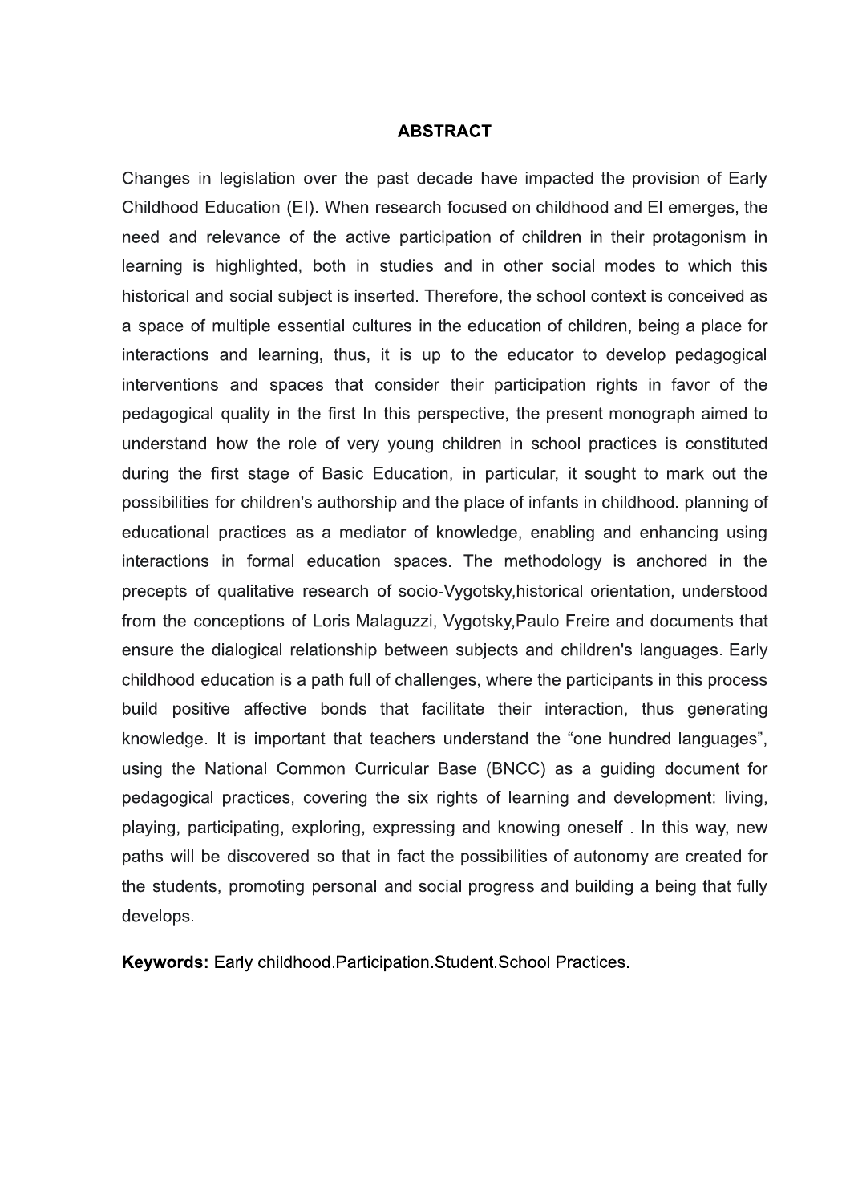# ABSTRACT

Changes in legislation over the past decade have impacted the provision of Early Childhood Education (EI). When research focused on childhood and EI emerges, the need and relevance of the active participation of children in their protagonism in learning is highlighted, both in studies and in other social modes to which this historical and social subject is inserted. Therefore, the school context is conceived as a space of multiple essential cultures in the education of children, being a place for interactions and learning, thus, it is up to the educator to develop pedagogical interventions and spaces that consider their participation rights in favor of the pedagogical quality in the first In this perspective, the present monograph aimed to understand how the role of very young children in school practices is constituted during the first stage of Basic Education, in particular, it sought to mark out the possibilities for children's authorship and the place of infants in childhood. planning of educational practices as a mediator of knowledge, enabling and enhancing using interactions in formal education spaces. The methodology is anchored in the precepts of qualitative research of socio-Vygotsky,historical orientation, understood from the conceptions of Loris Malaguzzi, Vygotsky,Paulo Freire and documents that ensure the dialogical relationship between subjects and children's languages. Early childhood education is a path full of challenges, where the participants in this process build positive affective bonds that facilitate their interaction, thus generating knowledge. It is important that teachers understand the “one hundred languages”, using the National Common Curricular Base (BNCC) as a guiding document for pedagogical practices, covering the six rights of learning and development: living, playing, participating, exploring, expressing and knowing oneself . In this way, new paths will be discovered so that in fact the possibilities of autonomy are created for the students, promoting personal and social progress and building a being that fully develops.

**Keywords:** Early childhood.Participation.Student.School Practices.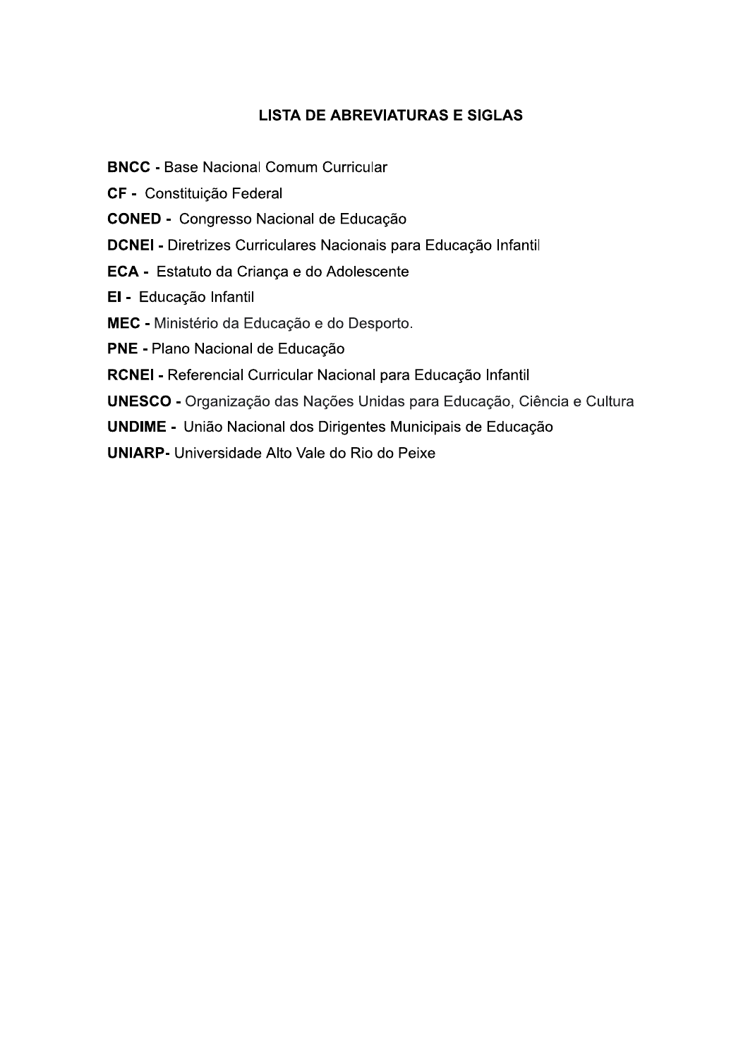## LISTA DE ABREVIATURAS E SIGLAS

**BNCC** - Base Nacional Comum Curricular

**CF** - Constituição Federal

**CONED** - Congresso Nacional de Educação

**DCNEI** - Diretrizes Curriculares Nacionais para Educação Infantil

**ECA** - Estatuto da Criança e do Adolescente

**EI** - Educação Infantil

**MEC** - Ministério da Educação e do Desporto.

**PNE** - Plano Nacional de Educação

**RCNEI** - Referencial Curricular Nacional para Educação Infantil

**UNESCO** - Organização das Nações Unidas para Educação, Ciência e Cultura

**UNDIME** - União Nacional dos Dirigentes Municipais de Educação

**UNIARP**- Universidade Alto Vale do Rio do Peixe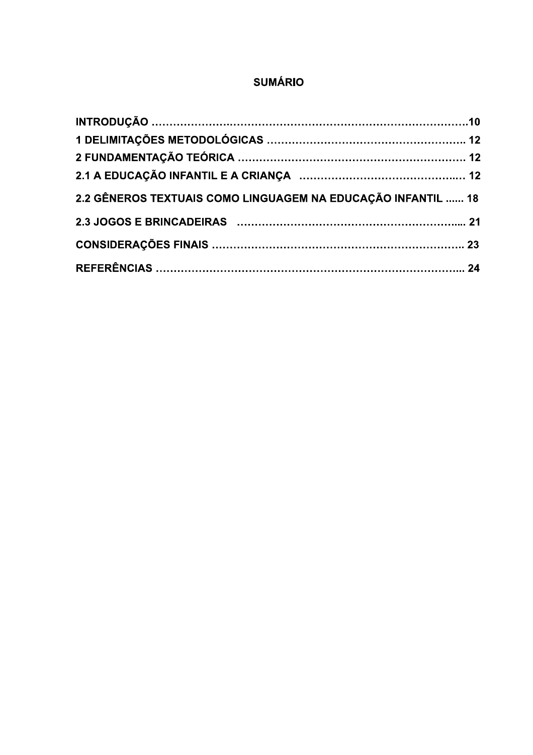# SUMÁRIO

**INTRODUÇÃO ………………………………………………………………………………….10**

**1 DELIMITAÇÕES METODOLÓGICAS ……………………………………………….. 12**

**2 FUNDAMENTAÇÃO TEÓRICA ………………………………………………………. 12**

**2.1 A EDUCAÇÃO INFANTIL E A CRIANÇA …………………………………..… 12**

**2.2 GÊNEROS TEXTUAIS COMO LINGUAGEM NA EDUCAÇÃO INFANTIL ...... 18**

**2.3 JOGOS E BRINCADEIRAS …………………………………………………..... 21**

**CONSIDERAÇÕES FINAIS …………………………………………………………….. 23**

**REFERÊNCIAS ……………………………………………………………………….... 24**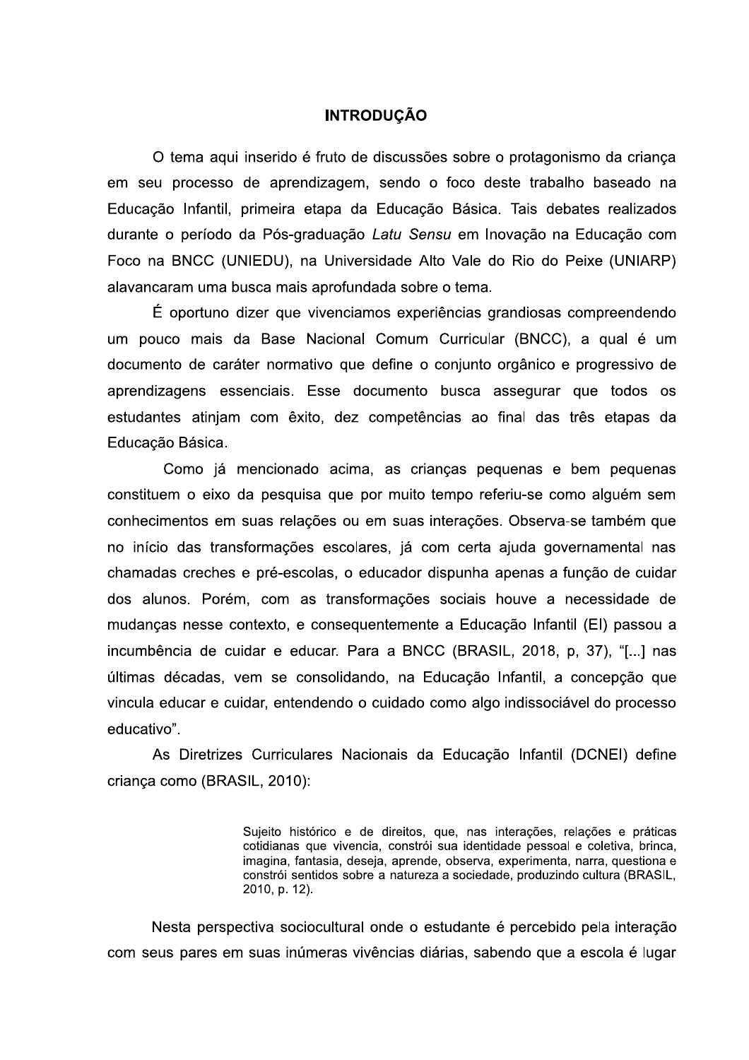# INTRODUÇÃO

O tema aqui inserido é fruto de discussões sobre o protagonismo da criança em seu processo de aprendizagem, sendo o foco deste trabalho baseado na Educação Infantil, primeira etapa da Educação Básica. Tais debates realizados durante o período da Pós-graduação *Latu Sensu* em Inovação na Educação com Foco na BNCC (UNIEDU), na Universidade Alto Vale do Rio do Peixe (UNIARP) alavancaram uma busca mais aprofundada sobre o tema.

É oportuno dizer que vivenciamos experiências grandiosas compreendendo um pouco mais da Base Nacional Comum Curricular (BNCC), a qual é um documento de caráter normativo que define o conjunto orgânico e progressivo de aprendizagens essenciais. Esse documento busca assegurar que todos os estudantes atinjam com êxito, dez competências ao final das três etapas da Educação Básica.

Como já mencionado acima, as crianças pequenas e bem pequenas constituem o eixo da pesquisa que por muito tempo referiu-se como alguém sem conhecimentos em suas relações ou em suas interações. Observa-se também que no início das transformações escolares, já com certa ajuda governamental nas chamadas creches e pré-escolas, o educador dispunha apenas a função de cuidar dos alunos. Porém, com as transformações sociais houve a necessidade de mudanças nesse contexto, e consequentemente a Educação Infantil (EI) passou a incumbência de cuidar e educar. Para a BNCC (BRASIL, 2018, p, 37), "[...] nas últimas décadas, vem se consolidando, na Educação Infantil, a concepção que vincula educar e cuidar, entendendo o cuidado como algo indissociável do processo educativo".

As Diretrizes Curriculares Nacionais da Educação Infantil (DCNEI) define criança como (BRASIL, 2010):

> Sujeito histórico e de direitos, que, nas interações, relações e práticas cotidianas que vivencia, constrói sua identidade pessoal e coletiva, brinca, imagina, fantasia, deseja, aprende, observa, experimenta, narra, questiona e constrói sentidos sobre a natureza a sociedade, produzindo cultura (BRASIL, 2010, p. 12).

Nesta perspectiva sociocultural onde o estudante é percebido pela interação com seus pares em suas inúmeras vivências diárias, sabendo que a escola é lugar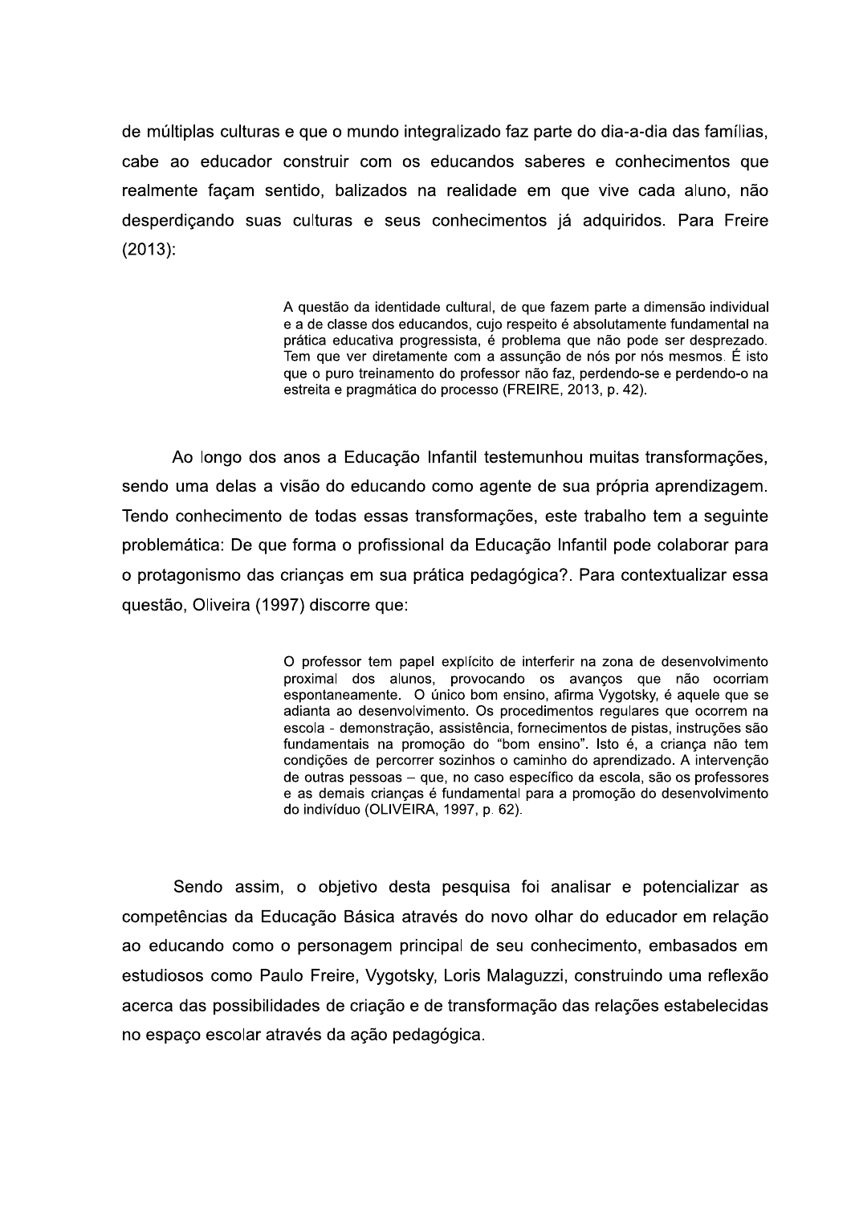de múltiplas culturas e que o mundo integralizado faz parte do dia-a-dia das famílias, cabe ao educador construir com os educandos saberes e conhecimentos que realmente façam sentido, balizados na realidade em que vive cada aluno, não desperdiçando suas culturas e seus conhecimentos já adquiridos. Para Freire (2013):

> A questão da identidade cultural, de que fazem parte a dimensão individual e a de classe dos educandos, cujo respeito é absolutamente fundamental na prática educativa progressista, é problema que não pode ser desprezado. Tem que ver diretamente com a assunção de nós por nós mesmos. É isto que o puro treinamento do professor não faz, perdendo-se e perdendo-o na estreita e pragmática do processo (FREIRE, 2013, p. 42).

Ao longo dos anos a Educação Infantil testemunhou muitas transformações, sendo uma delas a visão do educando como agente de sua própria aprendizagem. Tendo conhecimento de todas essas transformações, este trabalho tem a seguinte problemática: De que forma o profissional da Educação Infantil pode colaborar para o protagonismo das crianças em sua prática pedagógica?. Para contextualizar essa questão, Oliveira (1997) discorre que:

> O professor tem papel explícito de interferir na zona de desenvolvimento proximal dos alunos, provocando os avanços que não ocorriam espontaneamente. O único bom ensino, afirma Vygotsky, é aquele que se adianta ao desenvolvimento. Os procedimentos regulares que ocorrem na escola - demonstração, assistência, fornecimentos de pistas, instruções são fundamentais na promoção do "bom ensino". Isto é, a criança não tem condições de percorrer sozinhos o caminho do aprendizado. A intervenção de outras pessoas – que, no caso específico da escola, são os professores e as demais crianças é fundamental para a promoção do desenvolvimento do indivíduo (OLIVEIRA, 1997, p. 62).

Sendo assim, o objetivo desta pesquisa foi analisar e potencializar as competências da Educação Básica através do novo olhar do educador em relação ao educando como o personagem principal de seu conhecimento, embasados em estudiosos como Paulo Freire, Vygotsky, Loris Malaguzzi, construindo uma reflexão acerca das possibilidades de criação e de transformação das relações estabelecidas no espaço escolar através da ação pedagógica.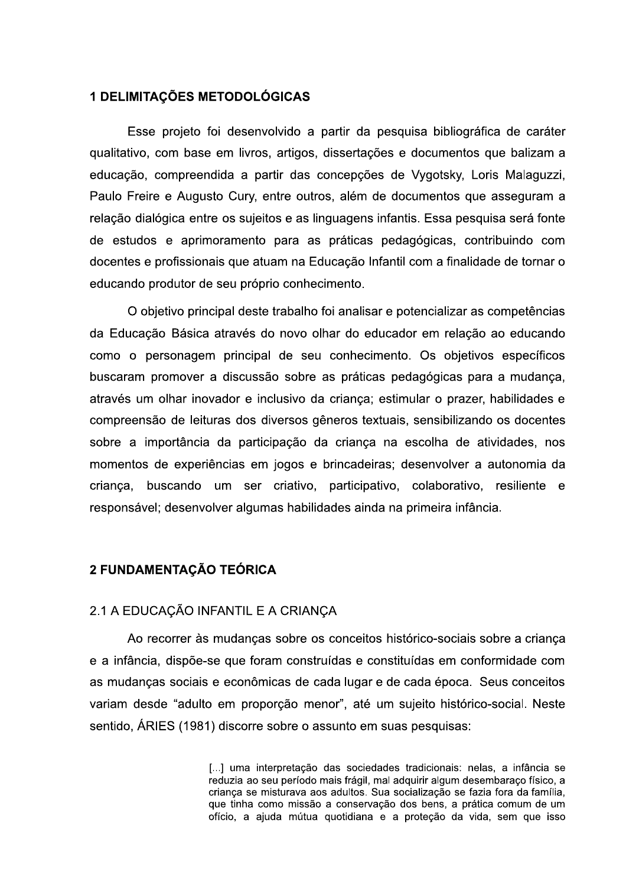## 1 DELIMITAÇÕES METODOLÓGICAS

Esse projeto foi desenvolvido a partir da pesquisa bibliográfica de caráter qualitativo, com base em livros, artigos, dissertações e documentos que balizam a educação, compreendida a partir das concepções de Vygotsky, Loris Malaguzzi, Paulo Freire e Augusto Cury, entre outros, além de documentos que asseguram a relação dialógica entre os sujeitos e as linguagens infantis. Essa pesquisa será fonte de estudos e aprimoramento para as práticas pedagógicas, contribuindo com docentes e profissionais que atuam na Educação Infantil com a finalidade de tornar o educando produtor de seu próprio conhecimento.

O objetivo principal deste trabalho foi analisar e potencializar as competências da Educação Básica através do novo olhar do educador em relação ao educando como o personagem principal de seu conhecimento. Os objetivos específicos buscaram promover a discussão sobre as práticas pedagógicas para a mudança, através um olhar inovador e inclusivo da criança; estimular o prazer, habilidades e compreensão de leituras dos diversos gêneros textuais, sensibilizando os docentes sobre a importância da participação da criança na escolha de atividades, nos momentos de experiências em jogos e brincadeiras; desenvolver a autonomia da criança, buscando um ser criativo, participativo, colaborativo, resiliente e responsável; desenvolver algumas habilidades ainda na primeira infância.

## 2 FUNDAMENTAÇÃO TEÓRICA

### 2.1 A EDUCAÇÃO INFANTIL E A CRIANÇA

Ao recorrer às mudanças sobre os conceitos histórico-sociais sobre a criança e a infância, dispõe-se que foram construídas e constituídas em conformidade com as mudanças sociais e econômicas de cada lugar e de cada época. Seus conceitos variam desde "adulto em proporção menor", até um sujeito histórico-social. Neste sentido, ÁRIES (1981) discorre sobre o assunto em suas pesquisas:

> [...] uma interpretação das sociedades tradicionais: nelas, a infância se reduzia ao seu período mais frágil, mal adquirir algum desembaraço físico, a criança se misturava aos adultos. Sua socialização se fazia fora da família, que tinha como missão a conservação dos bens, a prática comum de um ofício, a ajuda mútua quotidiana e a proteção da vida, sem que isso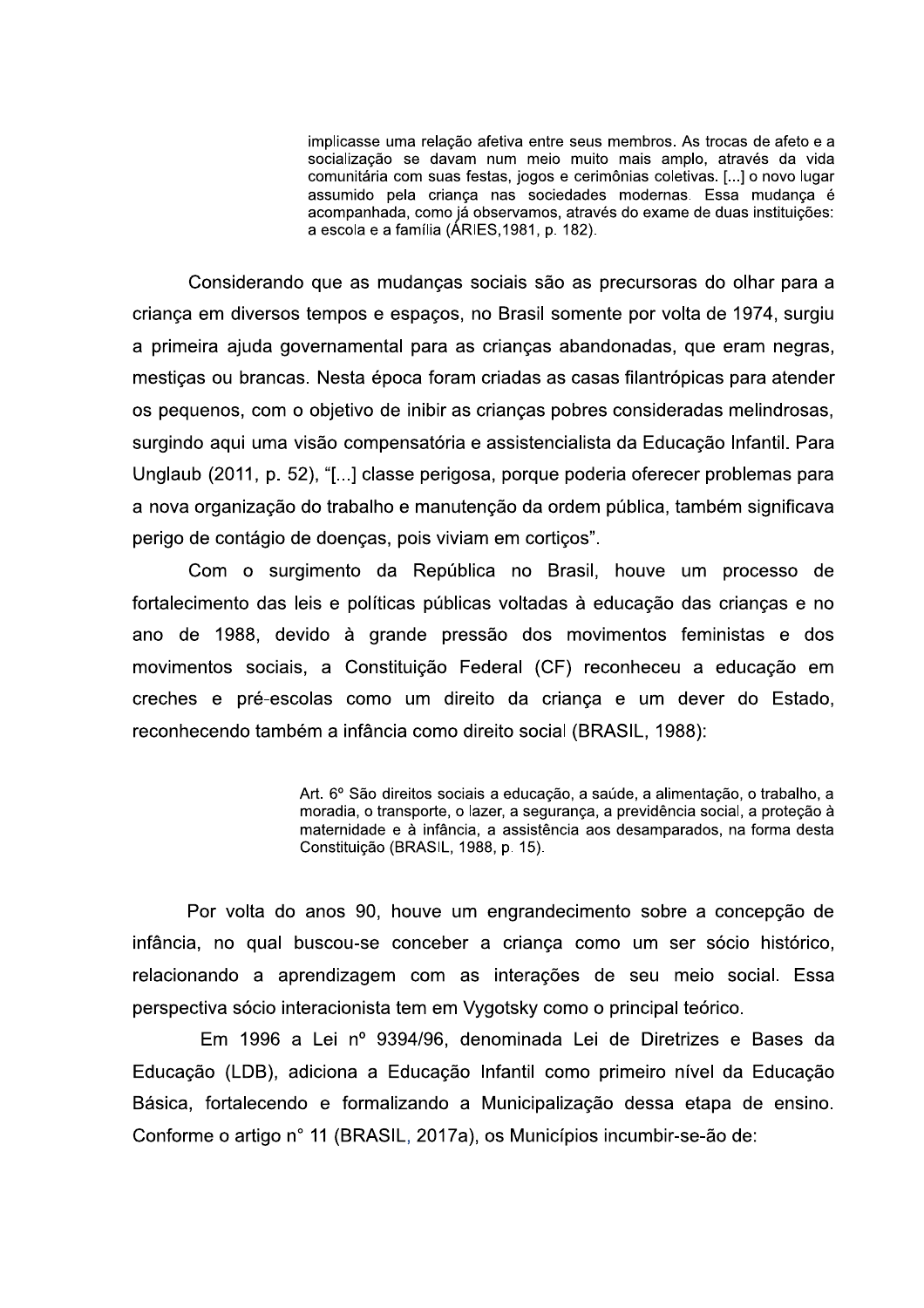> implicasse uma relação afetiva entre seus membros. As trocas de afeto e a socialização se davam num meio muito mais amplo, através da vida comunitária com suas festas, jogos e cerimônias coletivas. [...] o novo lugar assumido pela criança nas sociedades modernas. Essa mudança é acompanhada, como já observamos, através do exame de duas instituições: a escola e a família (ÁRIES,1981, p. 182).

Considerando que as mudanças sociais são as precursoras do olhar para a criança em diversos tempos e espaços, no Brasil somente por volta de 1974, surgiu a primeira ajuda governamental para as crianças abandonadas, que eram negras, mestiças ou brancas. Nesta época foram criadas as casas filantrópicas para atender os pequenos, com o objetivo de inibir as crianças pobres consideradas melindrosas, surgindo aqui uma visão compensatória e assistencialista da Educação Infantil. Para Unglaub (2011, p. 52), "[...] classe perigosa, porque poderia oferecer problemas para a nova organização do trabalho e manutenção da ordem pública, também significava perigo de contágio de doenças, pois viviam em cortiços".

Com o surgimento da República no Brasil, houve um processo de fortalecimento das leis e políticas públicas voltadas à educação das crianças e no ano de 1988, devido à grande pressão dos movimentos feministas e dos movimentos sociais, a Constituição Federal (CF) reconheceu a educação em creches e pré-escolas como um direito da criança e um dever do Estado, reconhecendo também a infância como direito social (BRASIL, 1988):

> Art. 6º São direitos sociais a educação, a saúde, a alimentação, o trabalho, a moradia, o transporte, o lazer, a segurança, a previdência social, a proteção à maternidade e à infância, a assistência aos desamparados, na forma desta Constituição (BRASIL, 1988, p. 15).

Por volta do anos 90, houve um engrandecimento sobre a concepção de infância, no qual buscou-se conceber a criança como um ser sócio histórico, relacionando a aprendizagem com as interações de seu meio social. Essa perspectiva sócio interacionista tem em Vygotsky como o principal teórico.

Em 1996 a Lei nº 9394/96, denominada Lei de Diretrizes e Bases da Educação (LDB), adiciona a Educação Infantil como primeiro nível da Educação Básica, fortalecendo e formalizando a Municipalização dessa etapa de ensino. Conforme o artigo n° 11 (BRASIL, 2017a), os Municípios incumbir-se-ão de: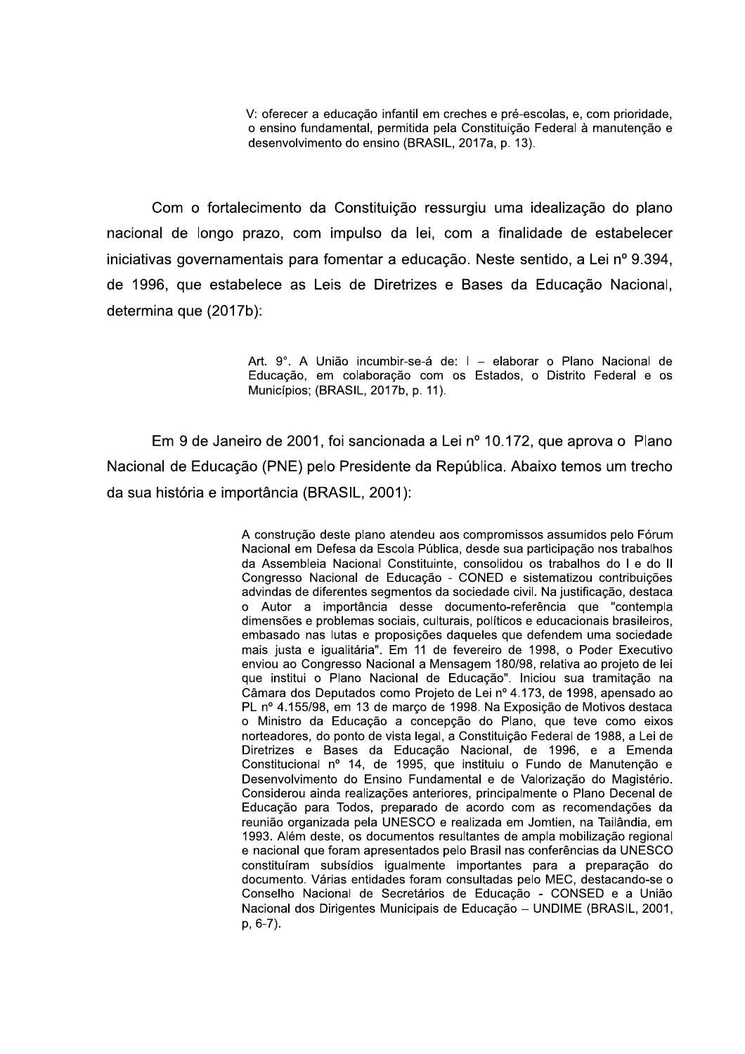> V: oferecer a educação infantil em creches e pré-escolas, e, com prioridade, o ensino fundamental, permitida pela Constituição Federal à manutenção e desenvolvimento do ensino (BRASIL, 2017a, p. 13).

Com o fortalecimento da Constituição ressurgiu uma idealização do plano nacional de longo prazo, com impulso da lei, com a finalidade de estabelecer iniciativas governamentais para fomentar a educação. Neste sentido, a Lei nº 9.394, de 1996, que estabelece as Leis de Diretrizes e Bases da Educação Nacional, determina que (2017b):

> Art. 9°. A União incumbir-se-á de: I – elaborar o Plano Nacional de Educação, em colaboração com os Estados, o Distrito Federal e os Municípios; (BRASIL, 2017b, p. 11).

Em 9 de Janeiro de 2001, foi sancionada a Lei nº 10.172, que aprova o Plano Nacional de Educação (PNE) pelo Presidente da República. Abaixo temos um trecho da sua história e importância (BRASIL, 2001):

> A construção deste plano atendeu aos compromissos assumidos pelo Fórum Nacional em Defesa da Escola Pública, desde sua participação nos trabalhos da Assembleia Nacional Constituinte, consolidou os trabalhos do I e do II Congresso Nacional de Educação - CONED e sistematizou contribuições advindas de diferentes segmentos da sociedade civil. Na justificação, destaca o Autor a importância desse documento-referência que "contempla dimensões e problemas sociais, culturais, políticos e educacionais brasileiros, embasado nas lutas e proposições daqueles que defendem uma sociedade mais justa e igualitária". Em 11 de fevereiro de 1998, o Poder Executivo enviou ao Congresso Nacional a Mensagem 180/98, relativa ao projeto de lei que institui o Plano Nacional de Educação". Iniciou sua tramitação na Câmara dos Deputados como Projeto de Lei nº 4.173, de 1998, apensado ao PL nº 4.155/98, em 13 de março de 1998. Na Exposição de Motivos destaca o Ministro da Educação a concepção do Plano, que teve como eixos norteadores, do ponto de vista legal, a Constituição Federal de 1988, a Lei de Diretrizes e Bases da Educação Nacional, de 1996, e a Emenda Constitucional nº 14, de 1995, que instituiu o Fundo de Manutenção e Desenvolvimento do Ensino Fundamental e de Valorização do Magistério. Considerou ainda realizações anteriores, principalmente o Plano Decenal de Educação para Todos, preparado de acordo com as recomendações da reunião organizada pela UNESCO e realizada em Jomtien, na Tailândia, em 1993. Além deste, os documentos resultantes de ampla mobilização regional e nacional que foram apresentados pelo Brasil nas conferências da UNESCO constituíram subsídios igualmente importantes para a preparação do documento. Várias entidades foram consultadas pelo MEC, destacando-se o Conselho Nacional de Secretários de Educação - CONSED e a União Nacional dos Dirigentes Municipais de Educação – UNDIME (BRASIL, 2001, p, 6-7).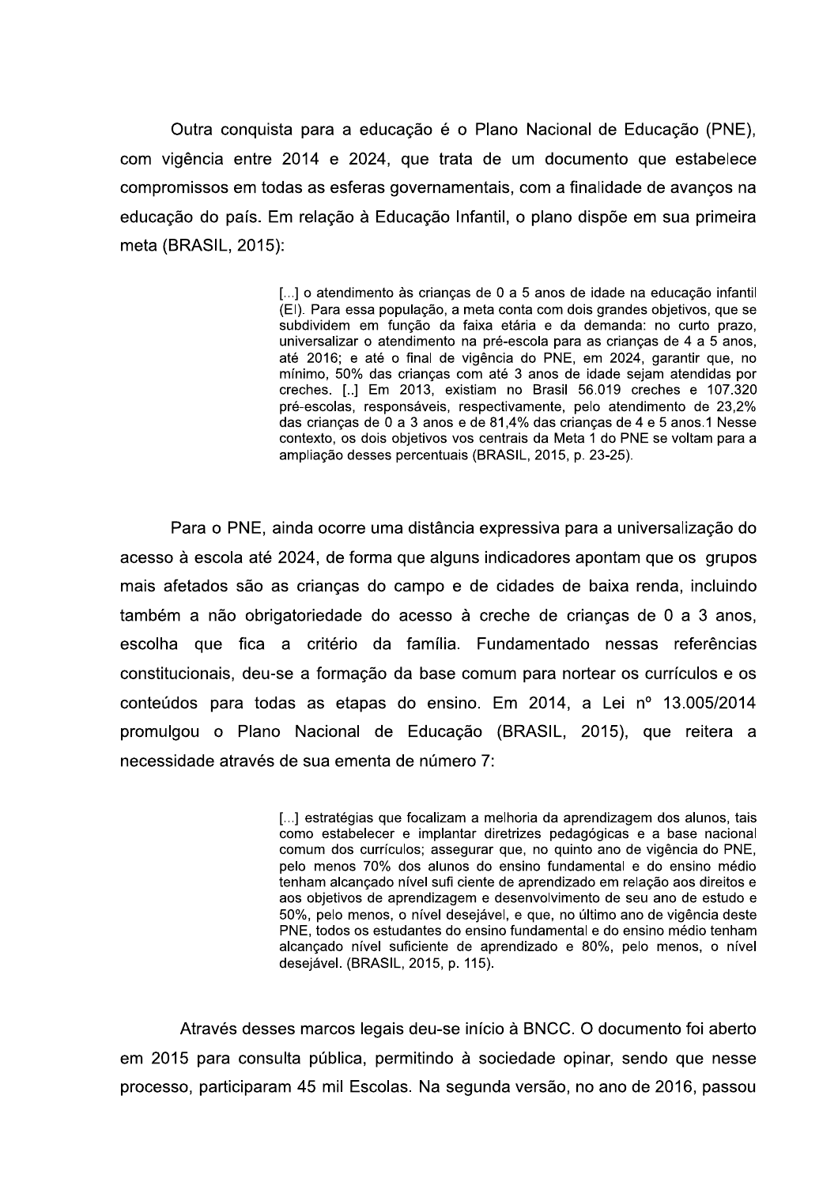Outra conquista para a educação é o Plano Nacional de Educação (PNE), com vigência entre 2014 e 2024, que trata de um documento que estabelece compromissos em todas as esferas governamentais, com a finalidade de avanços na educação do país. Em relação à Educação Infantil, o plano dispõe em sua primeira meta (BRASIL, 2015):

> [...] o atendimento às crianças de 0 a 5 anos de idade na educação infantil (EI). Para essa população, a meta conta com dois grandes objetivos, que se subdividem em função da faixa etária e da demanda: no curto prazo, universalizar o atendimento na pré-escola para as crianças de 4 a 5 anos, até 2016; e até o final de vigência do PNE, em 2024, garantir que, no mínimo, 50% das crianças com até 3 anos de idade sejam atendidas por creches. [..] Em 2013, existiam no Brasil 56.019 creches e 107.320 pré-escolas, responsáveis, respectivamente, pelo atendimento de 23,2% das crianças de 0 a 3 anos e de 81,4% das crianças de 4 e 5 anos.1 Nesse contexto, os dois objetivos vos centrais da Meta 1 do PNE se voltam para a ampliação desses percentuais (BRASIL, 2015, p. 23-25).

Para o PNE, ainda ocorre uma distância expressiva para a universalização do acesso à escola até 2024, de forma que alguns indicadores apontam que os grupos mais afetados são as crianças do campo e de cidades de baixa renda, incluindo também a não obrigatoriedade do acesso à creche de crianças de 0 a 3 anos, escolha que fica a critério da família. Fundamentado nessas referências constitucionais, deu-se a formação da base comum para nortear os currículos e os conteúdos para todas as etapas do ensino. Em 2014, a Lei nº 13.005/2014 promulgou o Plano Nacional de Educação (BRASIL, 2015), que reitera a necessidade através de sua ementa de número 7:

> [...] estratégias que focalizam a melhoria da aprendizagem dos alunos, tais como estabelecer e implantar diretrizes pedagógicas e a base nacional comum dos currículos; assegurar que, no quinto ano de vigência do PNE, pelo menos 70% dos alunos do ensino fundamental e do ensino médio tenham alcançado nível sufi ciente de aprendizado em relação aos direitos e aos objetivos de aprendizagem e desenvolvimento de seu ano de estudo e 50%, pelo menos, o nível desejável, e que, no último ano de vigência deste PNE, todos os estudantes do ensino fundamental e do ensino médio tenham alcançado nível suficiente de aprendizado e 80%, pelo menos, o nível desejável. (BRASIL, 2015, p. 115).

Através desses marcos legais deu-se início à BNCC. O documento foi aberto em 2015 para consulta pública, permitindo à sociedade opinar, sendo que nesse processo, participaram 45 mil Escolas. Na segunda versão, no ano de 2016, passou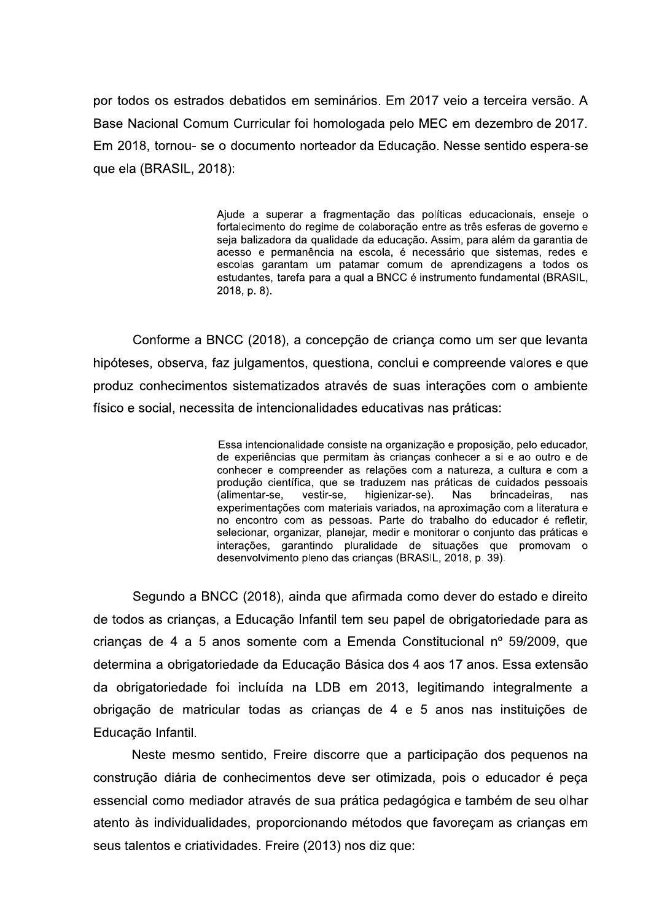por todos os estrados debatidos em seminários. Em 2017 veio a terceira versão. A Base Nacional Comum Curricular foi homologada pelo MEC em dezembro de 2017. Em 2018, tornou- se o documento norteador da Educação. Nesse sentido espera-se que ela (BRASIL, 2018):

> Ajude a superar a fragmentação das políticas educacionais, enseje o fortalecimento do regime de colaboração entre as três esferas de governo e seja balizadora da qualidade da educação. Assim, para além da garantia de acesso e permanência na escola, é necessário que sistemas, redes e escolas garantam um patamar comum de aprendizagens a todos os estudantes, tarefa para a qual a BNCC é instrumento fundamental (BRASIL, 2018, p. 8).

Conforme a BNCC (2018), a concepção de criança como um ser que levanta hipóteses, observa, faz julgamentos, questiona, conclui e compreende valores e que produz conhecimentos sistematizados através de suas interações com o ambiente físico e social, necessita de intencionalidades educativas nas práticas:

> Essa intencionalidade consiste na organização e proposição, pelo educador, de experiências que permitam às crianças conhecer a si e ao outro e de conhecer e compreender as relações com a natureza, a cultura e com a produção científica, que se traduzem nas práticas de cuidados pessoais (alimentar-se, vestir-se, higienizar-se). Nas brincadeiras, nas experimentações com materiais variados, na aproximação com a literatura e no encontro com as pessoas. Parte do trabalho do educador é refletir, selecionar, organizar, planejar, medir e monitorar o conjunto das práticas e interações, garantindo pluralidade de situações que promovam o desenvolvimento pleno das crianças (BRASIL, 2018, p. 39).

Segundo a BNCC (2018), ainda que afirmada como dever do estado e direito de todos as crianças, a Educação Infantil tem seu papel de obrigatoriedade para as crianças de 4 a 5 anos somente com a Emenda Constitucional nº 59/2009, que determina a obrigatoriedade da Educação Básica dos 4 aos 17 anos. Essa extensão da obrigatoriedade foi incluída na LDB em 2013, legitimando integralmente a obrigação de matricular todas as crianças de 4 e 5 anos nas instituições de Educação Infantil.

Neste mesmo sentido, Freire discorre que a participação dos pequenos na construção diária de conhecimentos deve ser otimizada, pois o educador é peça essencial como mediador através de sua prática pedagógica e também de seu olhar atento às individualidades, proporcionando métodos que favoreçam as crianças em seus talentos e criatividades. Freire (2013) nos diz que: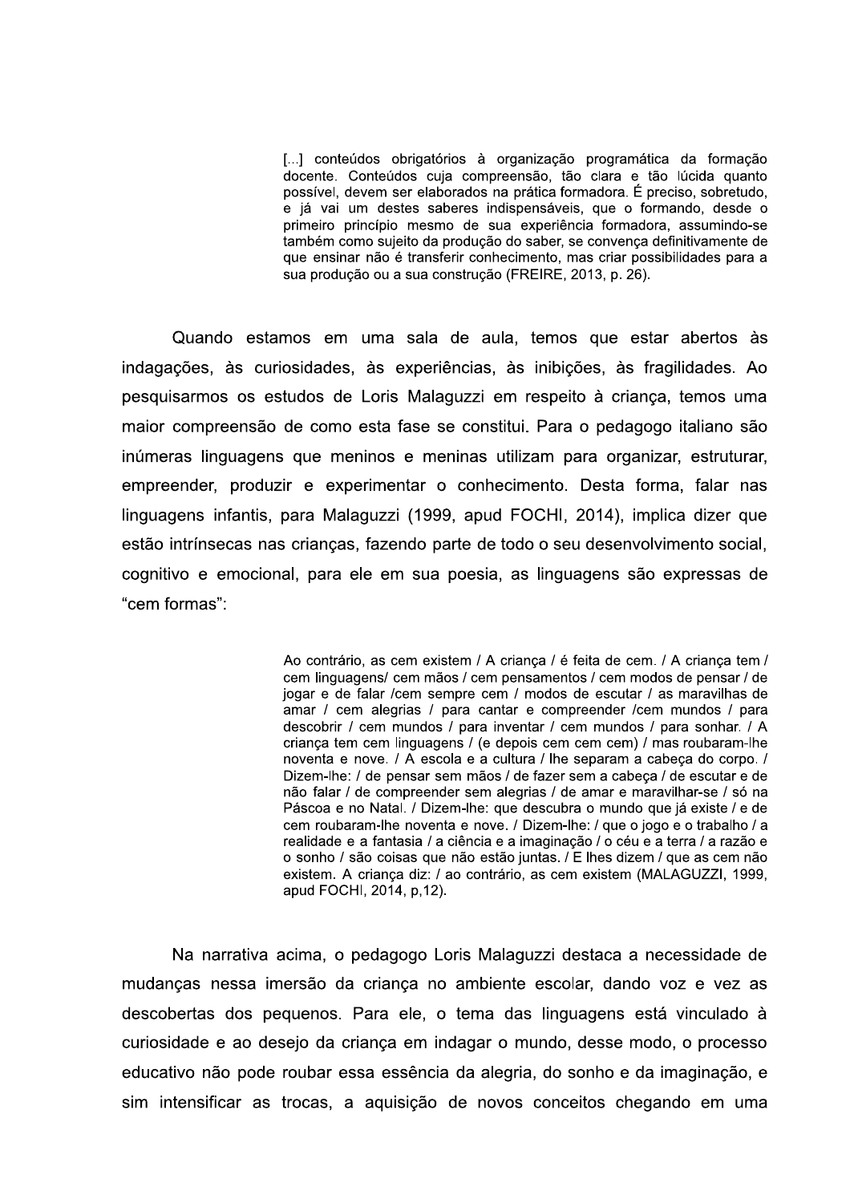> [...] conteúdos obrigatórios à organização programática da formação docente. Conteúdos cuja compreensão, tão clara e tão lúcida quanto possível, devem ser elaborados na prática formadora. É preciso, sobretudo, e já vai um destes saberes indispensáveis, que o formando, desde o primeiro princípio mesmo de sua experiência formadora, assumindo-se também como sujeito da produção do saber, se convença definitivamente de que ensinar não é transferir conhecimento, mas criar possibilidades para a sua produção ou a sua construção (FREIRE, 2013, p. 26).

Quando estamos em uma sala de aula, temos que estar abertos às indagações, às curiosidades, às experiências, às inibições, às fragilidades. Ao pesquisarmos os estudos de Loris Malaguzzi em respeito à criança, temos uma maior compreensão de como esta fase se constitui. Para o pedagogo italiano são inúmeras linguagens que meninos e meninas utilizam para organizar, estruturar, empreender, produzir e experimentar o conhecimento. Desta forma, falar nas linguagens infantis, para Malaguzzi (1999, apud FOCHI, 2014), implica dizer que estão intrínsecas nas crianças, fazendo parte de todo o seu desenvolvimento social, cognitivo e emocional, para ele em sua poesia, as linguagens são expressas de "cem formas":

> Ao contrário, as cem existem / A criança / é feita de cem. / A criança tem / cem linguagens/ cem mãos / cem pensamentos / cem modos de pensar / de jogar e de falar /cem sempre cem / modos de escutar / as maravilhas de amar / cem alegrias / para cantar e compreender /cem mundos / para descobrir / cem mundos / para inventar / cem mundos / para sonhar. / A criança tem cem linguagens / (e depois cem cem cem) / mas roubaram-lhe noventa e nove. / A escola e a cultura / lhe separam a cabeça do corpo. / Dizem-lhe: / de pensar sem mãos / de fazer sem a cabeça / de escutar e de não falar / de compreender sem alegrias / de amar e maravilhar-se / só na Páscoa e no Natal. / Dizem-lhe: que descubra o mundo que já existe / e de cem roubaram-lhe noventa e nove. / Dizem-lhe: / que o jogo e o trabalho / a realidade e a fantasia / a ciência e a imaginação / o céu e a terra / a razão e o sonho / são coisas que não estão juntas. / E lhes dizem / que as cem não existem. A criança diz: / ao contrário, as cem existem (MALAGUZZI, 1999, apud FOCHI, 2014, p,12).

Na narrativa acima, o pedagogo Loris Malaguzzi destaca a necessidade de mudanças nessa imersão da criança no ambiente escolar, dando voz e vez as descobertas dos pequenos. Para ele, o tema das linguagens está vinculado à curiosidade e ao desejo da criança em indagar o mundo, desse modo, o processo educativo não pode roubar essa essência da alegria, do sonho e da imaginação, e sim intensificar as trocas, a aquisição de novos conceitos chegando em uma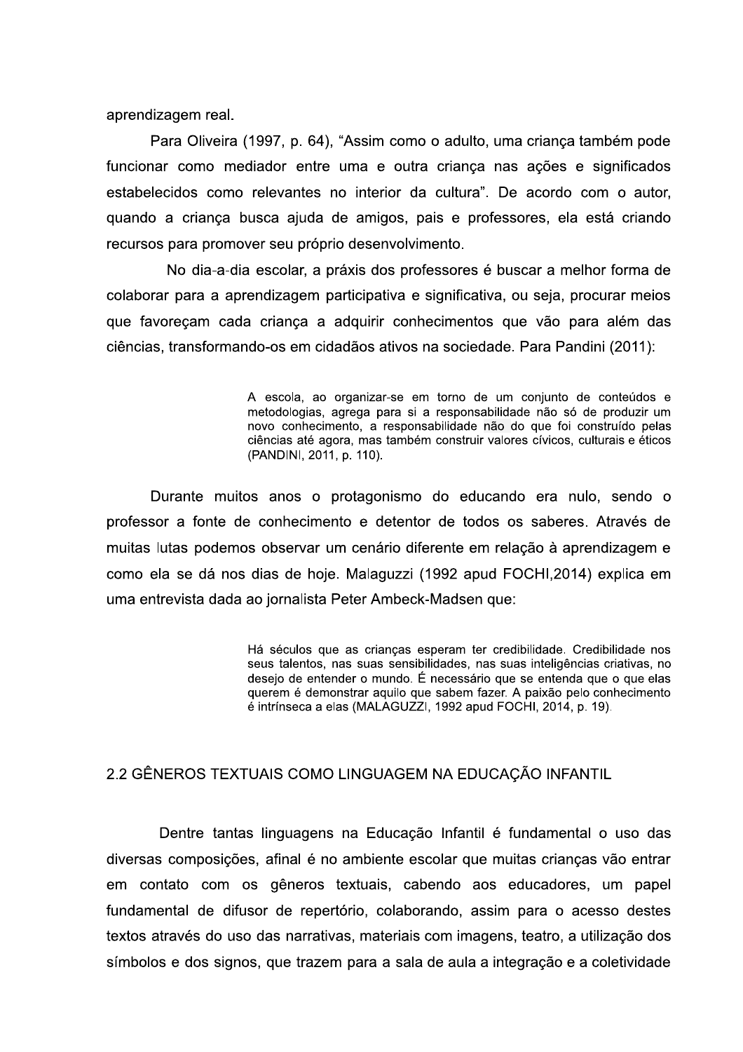aprendizagem real.

Para Oliveira (1997, p. 64), “Assim como o adulto, uma criança também pode funcionar como mediador entre uma e outra criança nas ações e significados estabelecidos como relevantes no interior da cultura”. De acordo com o autor, quando a criança busca ajuda de amigos, pais e professores, ela está criando recursos para promover seu próprio desenvolvimento.

No dia-a-dia escolar, a práxis dos professores é buscar a melhor forma de colaborar para a aprendizagem participativa e significativa, ou seja, procurar meios que favoreçam cada criança a adquirir conhecimentos que vão para além das ciências, transformando-os em cidadãos ativos na sociedade. Para Pandini (2011):

> A escola, ao organizar-se em torno de um conjunto de conteúdos e metodologias, agrega para si a responsabilidade não só de produzir um novo conhecimento, a responsabilidade não do que foi construído pelas ciências até agora, mas também construir valores cívicos, culturais e éticos (PANDINI, 2011, p. 110).

Durante muitos anos o protagonismo do educando era nulo, sendo o professor a fonte de conhecimento e detentor de todos os saberes. Através de muitas lutas podemos observar um cenário diferente em relação à aprendizagem e como ela se dá nos dias de hoje. Malaguzzi (1992 apud FOCHI,2014) explica em uma entrevista dada ao jornalista Peter Ambeck-Madsen que:

> Há séculos que as crianças esperam ter credibilidade. Credibilidade nos seus talentos, nas suas sensibilidades, nas suas inteligências criativas, no desejo de entender o mundo. É necessário que se entenda que o que elas querem é demonstrar aquilo que sabem fazer. A paixão pelo conhecimento é intrínseca a elas (MALAGUZZI, 1992 apud FOCHI, 2014, p. 19).

## 2.2 GÊNEROS TEXTUAIS COMO LINGUAGEM NA EDUCAÇÃO INFANTIL

Dentre tantas linguagens na Educação Infantil é fundamental o uso das diversas composições, afinal é no ambiente escolar que muitas crianças vão entrar em contato com os gêneros textuais, cabendo aos educadores, um papel fundamental de difusor de repertório, colaborando, assim para o acesso destes textos através do uso das narrativas, materiais com imagens, teatro, a utilização dos símbolos e dos signos, que trazem para a sala de aula a integração e a coletividade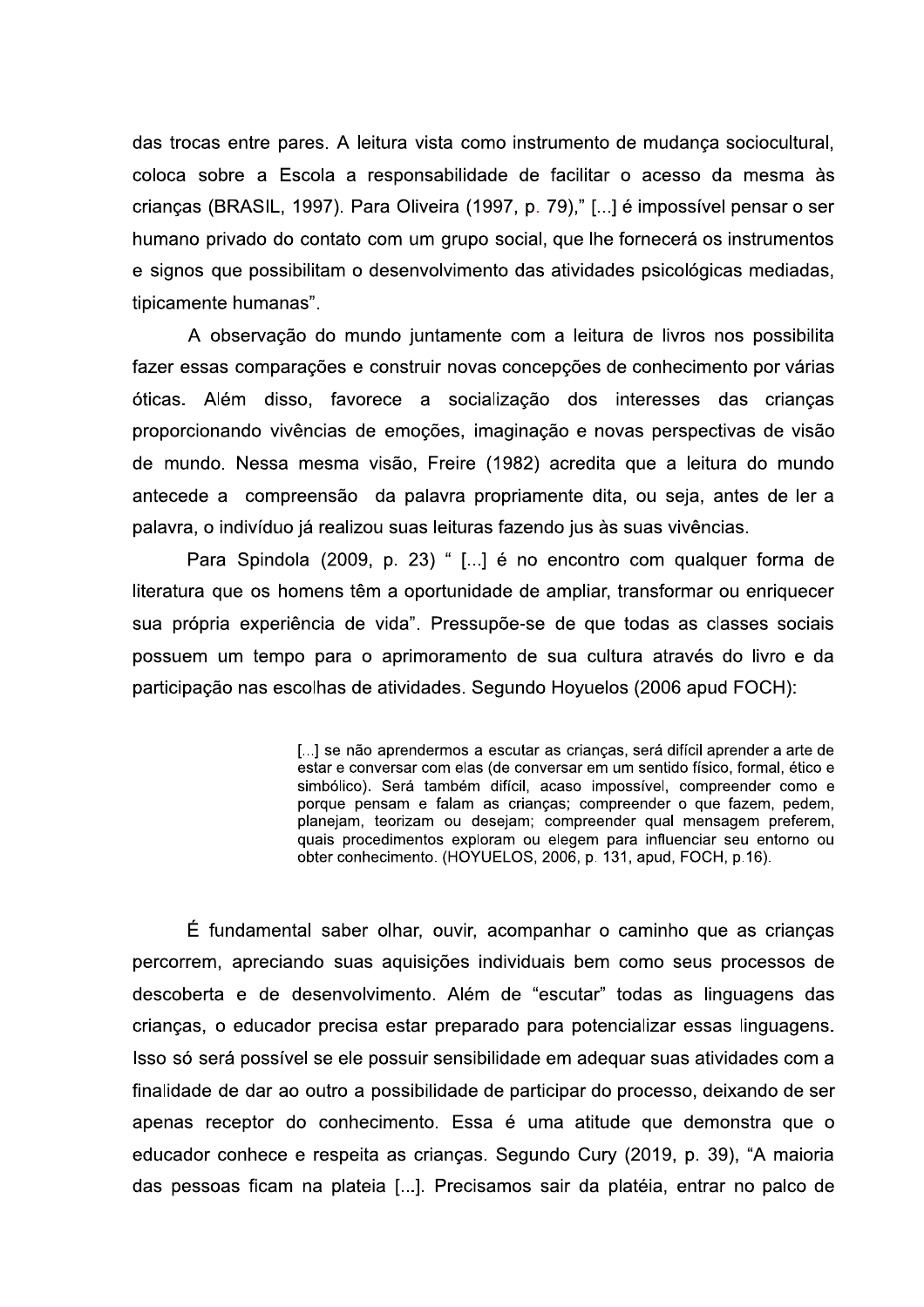das trocas entre pares. A leitura vista como instrumento de mudança sociocultural, coloca sobre a Escola a responsabilidade de facilitar o acesso da mesma às crianças (BRASIL, 1997). Para Oliveira (1997, p. 79)," [...] é impossível pensar o ser humano privado do contato com um grupo social, que lhe fornecerá os instrumentos e signos que possibilitam o desenvolvimento das atividades psicológicas mediadas, tipicamente humanas".

A observação do mundo juntamente com a leitura de livros nos possibilita fazer essas comparações e construir novas concepções de conhecimento por várias óticas. Além disso, favorece a socialização dos interesses das crianças proporcionando vivências de emoções, imaginação e novas perspectivas de visão de mundo. Nessa mesma visão, Freire (1982) acredita que a leitura do mundo antecede a compreensão da palavra propriamente dita, ou seja, antes de ler a palavra, o indivíduo já realizou suas leituras fazendo jus às suas vivências.

Para Spindola (2009, p. 23) " [...] é no encontro com qualquer forma de literatura que os homens têm a oportunidade de ampliar, transformar ou enriquecer sua própria experiência de vida". Pressupõe-se de que todas as classes sociais possuem um tempo para o aprimoramento de sua cultura através do livro e da participação nas escolhas de atividades. Segundo Hoyuelos (2006 apud FOCH):

> [...] se não aprendermos a escutar as crianças, será difícil aprender a arte de estar e conversar com elas (de conversar em um sentido físico, formal, ético e simbólico). Será também difícil, acaso impossível, compreender como e porque pensam e falam as crianças; compreender o que fazem, pedem, planejam, teorizam ou desejam; compreender qual mensagem preferem, quais procedimentos exploram ou elegem para influenciar seu entorno ou obter conhecimento. (HOYUELOS, 2006, p. 131, apud, FOCH, p.16).

É fundamental saber olhar, ouvir, acompanhar o caminho que as crianças percorrem, apreciando suas aquisições individuais bem como seus processos de descoberta e de desenvolvimento. Além de "escutar" todas as linguagens das crianças, o educador precisa estar preparado para potencializar essas linguagens. Isso só será possível se ele possuir sensibilidade em adequar suas atividades com a finalidade de dar ao outro a possibilidade de participar do processo, deixando de ser apenas receptor do conhecimento. Essa é uma atitude que demonstra que o educador conhece e respeita as crianças. Segundo Cury (2019, p. 39), "A maioria das pessoas ficam na plateia [...]. Precisamos sair da platéia, entrar no palco de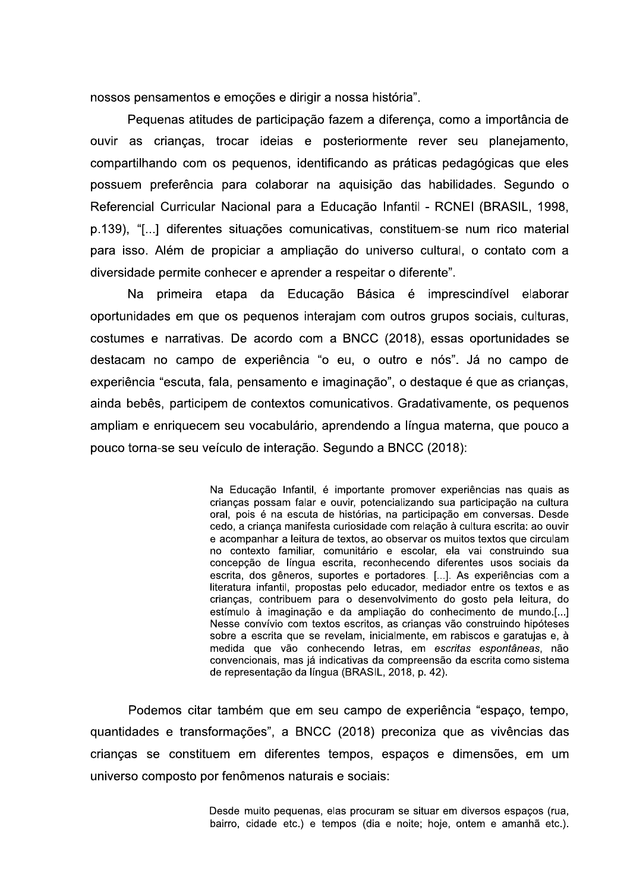nossos pensamentos e emoções e dirigir a nossa história".

Pequenas atitudes de participação fazem a diferença, como a importância de ouvir as crianças, trocar ideias e posteriormente rever seu planejamento, compartilhando com os pequenos, identificando as práticas pedagógicas que eles possuem preferência para colaborar na aquisição das habilidades. Segundo o Referencial Curricular Nacional para a Educação Infantil - RCNEI (BRASIL, 1998, p.139), "[...] diferentes situações comunicativas, constituem-se num rico material para isso. Além de propiciar a ampliação do universo cultural, o contato com a diversidade permite conhecer e aprender a respeitar o diferente".

Na primeira etapa da Educação Básica é imprescindível elaborar oportunidades em que os pequenos interajam com outros grupos sociais, culturas, costumes e narrativas. De acordo com a BNCC (2018), essas oportunidades se destacam no campo de experiência "o eu, o outro e nós". Já no campo de experiência "escuta, fala, pensamento e imaginação", o destaque é que as crianças, ainda bebês, participem de contextos comunicativos. Gradativamente, os pequenos ampliam e enriquecem seu vocabulário, aprendendo a língua materna, que pouco a pouco torna-se seu veículo de interação. Segundo a BNCC (2018):

> Na Educação Infantil, é importante promover experiências nas quais as crianças possam falar e ouvir, potencializando sua participação na cultura oral, pois é na escuta de histórias, na participação em conversas. Desde cedo, a criança manifesta curiosidade com relação à cultura escrita: ao ouvir e acompanhar a leitura de textos, ao observar os muitos textos que circulam no contexto familiar, comunitário e escolar, ela vai construindo sua concepção de língua escrita, reconhecendo diferentes usos sociais da escrita, dos gêneros, suportes e portadores. [...]. As experiências com a literatura infantil, propostas pelo educador, mediador entre os textos e as crianças, contribuem para o desenvolvimento do gosto pela leitura, do estímulo à imaginação e da ampliação do conhecimento de mundo.[...] Nesse convívio com textos escritos, as crianças vão construindo hipóteses sobre a escrita que se revelam, inicialmente, em rabiscos e garatujas e, à medida que vão conhecendo letras, em *escritas espontâneas*, não convencionais, mas já indicativas da compreensão da escrita como sistema de representação da língua (BRASIL, 2018, p. 42).

Podemos citar também que em seu campo de experiência "espaço, tempo, quantidades e transformações", a BNCC (2018) preconiza que as vivências das crianças se constituem em diferentes tempos, espaços e dimensões, em um universo composto por fenômenos naturais e sociais:

> Desde muito pequenas, elas procuram se situar em diversos espaços (rua, bairro, cidade etc.) e tempos (dia e noite; hoje, ontem e amanhã etc.).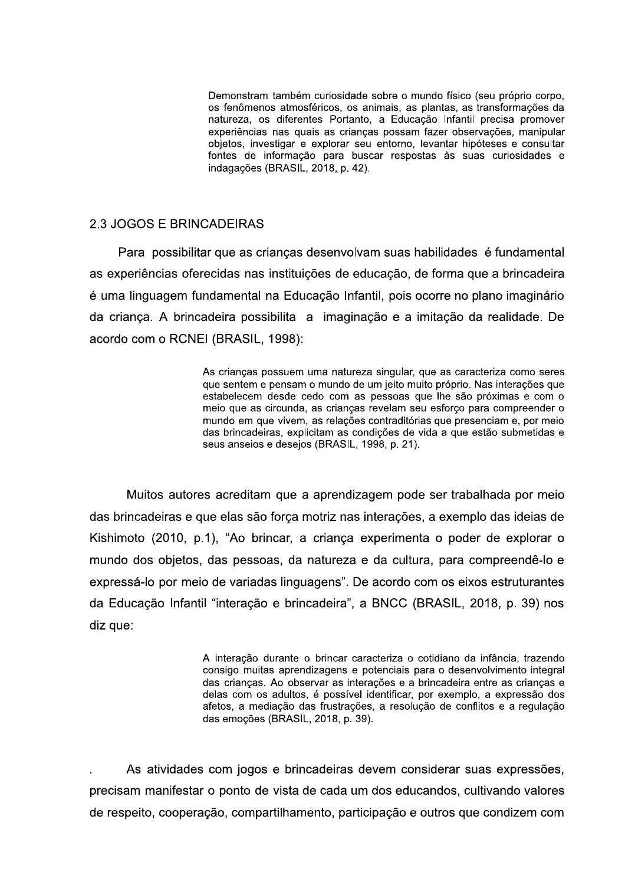> Demonstram também curiosidade sobre o mundo físico (seu próprio corpo, os fenômenos atmosféricos, os animais, as plantas, as transformações da natureza, os diferentes Portanto, a Educação Infantil precisa promover experiências nas quais as crianças possam fazer observações, manipular objetos, investigar e explorar seu entorno, levantar hipóteses e consultar fontes de informação para buscar respostas às suas curiosidades e indagações (BRASIL, 2018, p. 42).

## 2.3 JOGOS E BRINCADEIRAS

Para possibilitar que as crianças desenvolvam suas habilidades é fundamental as experiências oferecidas nas instituições de educação, de forma que a brincadeira é uma linguagem fundamental na Educação Infantil, pois ocorre no plano imaginário da criança. A brincadeira possibilita a imaginação e a imitação da realidade. De acordo com o RCNEI (BRASIL, 1998):

> As crianças possuem uma natureza singular, que as caracteriza como seres que sentem e pensam o mundo de um jeito muito próprio. Nas interações que estabelecem desde cedo com as pessoas que lhe são próximas e com o meio que as circunda, as crianças revelam seu esforço para compreender o mundo em que vivem, as relações contraditórias que presenciam e, por meio das brincadeiras, explicitam as condições de vida a que estão submetidas e seus anseios e desejos (BRASIL, 1998, p. 21).

Muitos autores acreditam que a aprendizagem pode ser trabalhada por meio das brincadeiras e que elas são força motriz nas interações, a exemplo das ideias de Kishimoto (2010, p.1), "Ao brincar, a criança experimenta o poder de explorar o mundo dos objetos, das pessoas, da natureza e da cultura, para compreendê-lo e expressá-lo por meio de variadas linguagens". De acordo com os eixos estruturantes da Educação Infantil "interação e brincadeira", a BNCC (BRASIL, 2018, p. 39) nos diz que:

> A interação durante o brincar caracteriza o cotidiano da infância, trazendo consigo muitas aprendizagens e potenciais para o desenvolvimento integral das crianças. Ao observar as interações e a brincadeira entre as crianças e delas com os adultos, é possível identificar, por exemplo, a expressão dos afetos, a mediação das frustrações, a resolução de conflitos e a regulação das emoções (BRASIL, 2018, p. 39).

. As atividades com jogos e brincadeiras devem considerar suas expressões, precisam manifestar o ponto de vista de cada um dos educandos, cultivando valores de respeito, cooperação, compartilhamento, participação e outros que condizem com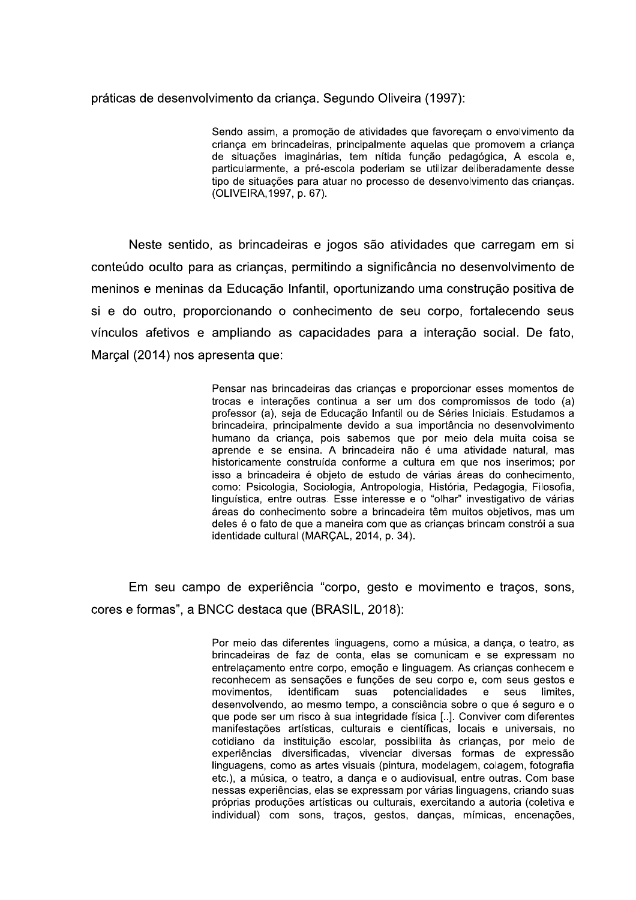práticas de desenvolvimento da criança. Segundo Oliveira (1997):

> Sendo assim, a promoção de atividades que favoreçam o envolvimento da criança em brincadeiras, principalmente aquelas que promovem a criança de situações imaginárias, tem nítida função pedagógica, A escola e, particularmente, a pré-escola poderiam se utilizar deliberadamente desse tipo de situações para atuar no processo de desenvolvimento das crianças. (OLIVEIRA,1997, p. 67).

Neste sentido, as brincadeiras e jogos são atividades que carregam em si conteúdo oculto para as crianças, permitindo a significância no desenvolvimento de meninos e meninas da Educação Infantil, oportunizando uma construção positiva de si e do outro, proporcionando o conhecimento de seu corpo, fortalecendo seus vínculos afetivos e ampliando as capacidades para a interação social. De fato, Marçal (2014) nos apresenta que:

> Pensar nas brincadeiras das crianças e proporcionar esses momentos de trocas e interações continua a ser um dos compromissos de todo (a) professor (a), seja de Educação Infantil ou de Séries Iniciais. Estudamos a brincadeira, principalmente devido a sua importância no desenvolvimento humano da criança, pois sabemos que por meio dela muita coisa se aprende e se ensina. A brincadeira não é uma atividade natural, mas historicamente construída conforme a cultura em que nos inserimos; por isso a brincadeira é objeto de estudo de várias áreas do conhecimento, como: Psicologia, Sociologia, Antropologia, História, Pedagogia, Filosofia, linguística, entre outras. Esse interesse e o "olhar" investigativo de várias áreas do conhecimento sobre a brincadeira têm muitos objetivos, mas um deles é o fato de que a maneira com que as crianças brincam constrói a sua identidade cultural (MARÇAL, 2014, p. 34).

Em seu campo de experiência "corpo, gesto e movimento e traços, sons, cores e formas", a BNCC destaca que (BRASIL, 2018):

> Por meio das diferentes linguagens, como a música, a dança, o teatro, as brincadeiras de faz de conta, elas se comunicam e se expressam no entrelaçamento entre corpo, emoção e linguagem. As crianças conhecem e reconhecem as sensações e funções de seu corpo e, com seus gestos e movimentos, identificam suas potencialidades e seus limites, desenvolvendo, ao mesmo tempo, a consciência sobre o que é seguro e o que pode ser um risco à sua integridade física [..]. Conviver com diferentes manifestações artísticas, culturais e científicas, locais e universais, no cotidiano da instituição escolar, possibilita às crianças, por meio de experiências diversificadas, vivenciar diversas formas de expressão linguagens, como as artes visuais (pintura, modelagem, colagem, fotografia etc.), a música, o teatro, a dança e o audiovisual, entre outras. Com base nessas experiências, elas se expressam por várias linguagens, criando suas próprias produções artísticas ou culturais, exercitando a autoria (coletiva e individual) com sons, traços, gestos, danças, mímicas, encenações,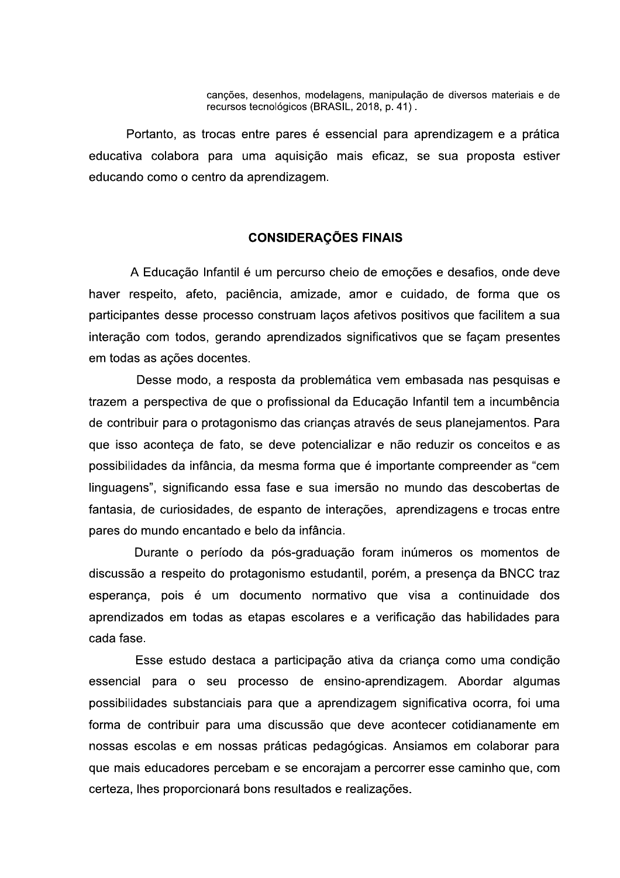> canções, desenhos, modelagens, manipulação de diversos materiais e de recursos tecnológicos (BRASIL, 2018, p. 41) .

Portanto, as trocas entre pares é essencial para aprendizagem e a prática educativa colabora para uma aquisição mais eficaz, se sua proposta estiver educando como o centro da aprendizagem.

## CONSIDERAÇÕES FINAIS

A Educação Infantil é um percurso cheio de emoções e desafios, onde deve haver respeito, afeto, paciência, amizade, amor e cuidado, de forma que os participantes desse processo construam laços afetivos positivos que facilitem a sua interação com todos, gerando aprendizados significativos que se façam presentes em todas as ações docentes.

Desse modo, a resposta da problemática vem embasada nas pesquisas e trazem a perspectiva de que o profissional da Educação Infantil tem a incumbência de contribuir para o protagonismo das crianças através de seus planejamentos. Para que isso aconteça de fato, se deve potencializar e não reduzir os conceitos e as possibilidades da infância, da mesma forma que é importante compreender as "cem linguagens", significando essa fase e sua imersão no mundo das descobertas de fantasia, de curiosidades, de espanto de interações, aprendizagens e trocas entre pares do mundo encantado e belo da infância.

Durante o período da pós-graduação foram inúmeros os momentos de discussão a respeito do protagonismo estudantil, porém, a presença da BNCC traz esperança, pois é um documento normativo que visa a continuidade dos aprendizados em todas as etapas escolares e a verificação das habilidades para cada fase.

Esse estudo destaca a participação ativa da criança como uma condição essencial para o seu processo de ensino-aprendizagem. Abordar algumas possibilidades substanciais para que a aprendizagem significativa ocorra, foi uma forma de contribuir para uma discussão que deve acontecer cotidianamente em nossas escolas e em nossas práticas pedagógicas. Ansiamos em colaborar para que mais educadores percebam e se encorajam a percorrer esse caminho que, com certeza, lhes proporcionará bons resultados e realizações.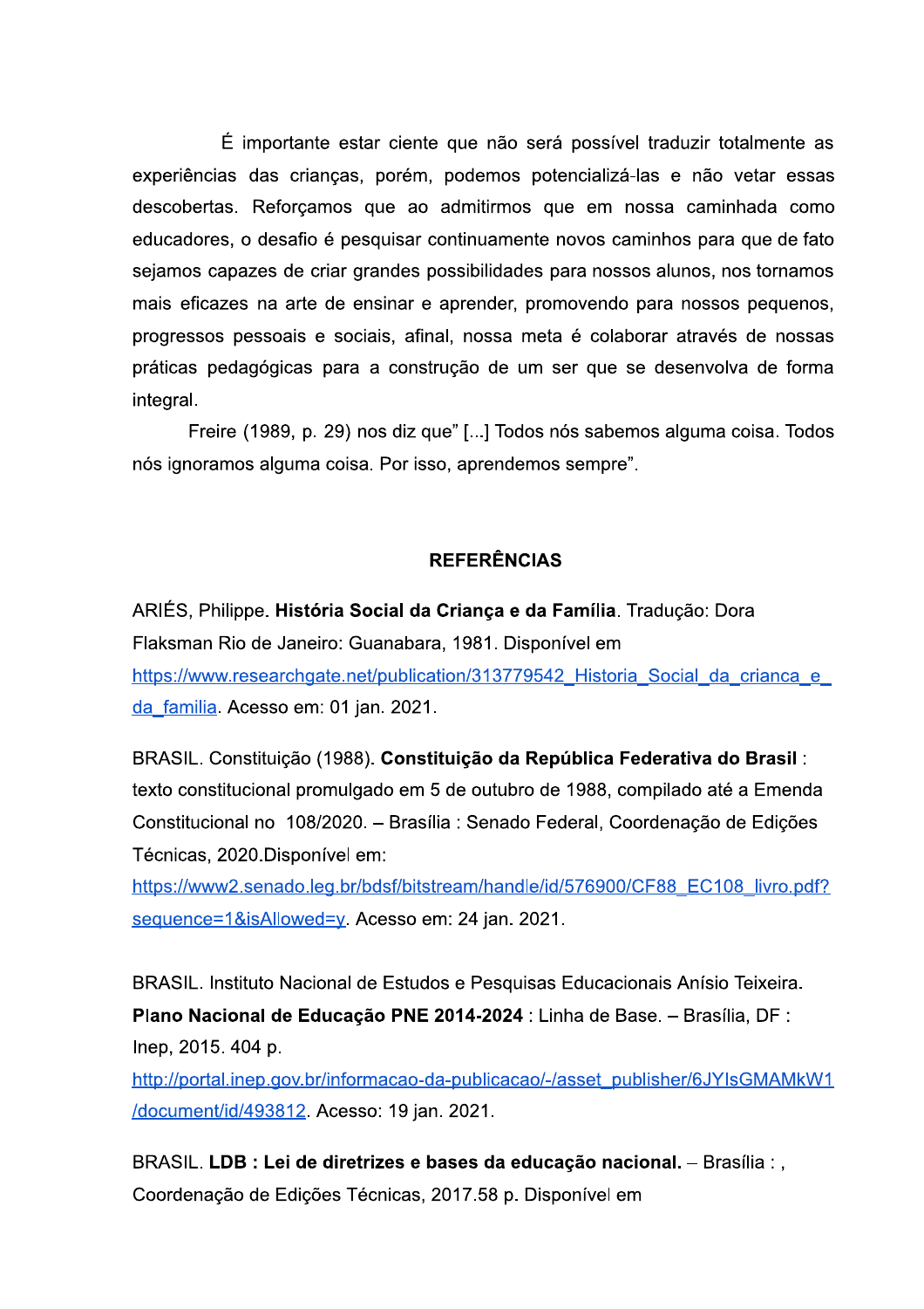É importante estar ciente que não será possível traduzir totalmente as experiências das crianças, porém, podemos potencializá-las e não vetar essas descobertas. Reforçamos que ao admitirmos que em nossa caminhada como educadores, o desafio é pesquisar continuamente novos caminhos para que de fato sejamos capazes de criar grandes possibilidades para nossos alunos, nos tornamos mais eficazes na arte de ensinar e aprender, promovendo para nossos pequenos, progressos pessoais e sociais, afinal, nossa meta é colaborar através de nossas práticas pedagógicas para a construção de um ser que se desenvolva de forma integral.

Freire (1989, p. 29) nos diz que" [...] Todos nós sabemos alguma coisa. Todos nós ignoramos alguma coisa. Por isso, aprendemos sempre".

## REFERÊNCIAS

ARIÉS, Philippe. **História Social da Criança e da Família**. Tradução: Dora Flaksman Rio de Janeiro: Guanabara, 1981. Disponível em https://www.researchgate.net/publication/313779542_Historia_Social_da_crianca_e_da_familia. Acesso em: 01 jan. 2021.

BRASIL. Constituição (1988). **Constituição da República Federativa do Brasil** : texto constitucional promulgado em 5 de outubro de 1988, compilado até a Emenda Constitucional no 108/2020. – Brasília : Senado Federal, Coordenação de Edições Técnicas, 2020.Disponível em: https://www2.senado.leg.br/bdsf/bitstream/handle/id/576900/CF88_EC108_livro.pdf?sequence=1&isAllowed=y. Acesso em: 24 jan. 2021.

BRASIL. Instituto Nacional de Estudos e Pesquisas Educacionais Anísio Teixeira. **Plano Nacional de Educação PNE 2014-2024** : Linha de Base. – Brasília, DF : Inep, 2015. 404 p. http://portal.inep.gov.br/informacao-da-publicacao/-/asset_publisher/6JYIsGMAMkW1/document/id/493812. Acesso: 19 jan. 2021.

BRASIL. **LDB : Lei de diretrizes e bases da educação nacional.** – Brasília : , Coordenação de Edições Técnicas, 2017.58 p. Disponível em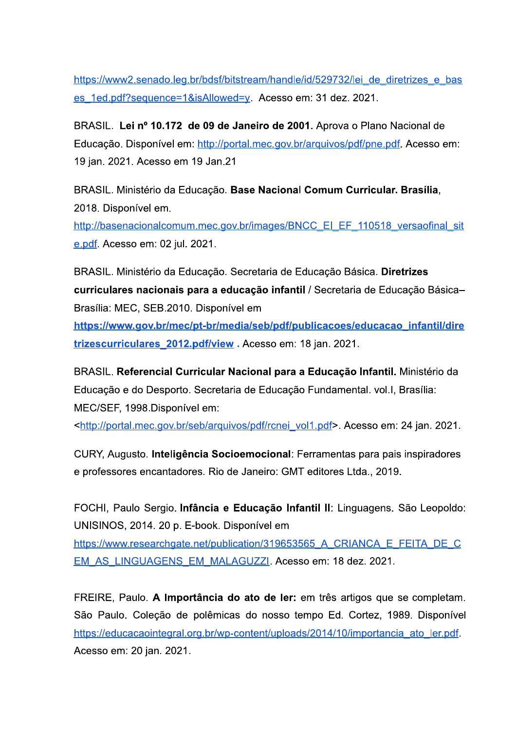https://www2.senado.leg.br/bdsf/bitstream/handle/id/529732/lei_de_diretrizes_e_bases_1ed.pdf?sequence=1&isAllowed=y. Acesso em: 31 dez. 2021.

BRASIL. **Lei nº 10.172 de 09 de Janeiro de 2001.** Aprova o Plano Nacional de Educação. Disponível em: http://portal.mec.gov.br/arquivos/pdf/pne.pdf. Acesso em: 19 jan. 2021. Acesso em 19 Jan.21

BRASIL. Ministério da Educação. **Base Nacional Comum Curricular. Brasília**, 2018. Disponível em. http://basenacionalcomum.mec.gov.br/images/BNCC_EI_EF_110518_versaofinal_site.pdf. Acesso em: 02 jul. 2021.

BRASIL. Ministério da Educação. Secretaria de Educação Básica. **Diretrizes curriculares nacionais para a educação infantil** / Secretaria de Educação Básica– Brasília: MEC, SEB.2010. Disponível em **https://www.gov.br/mec/pt-br/media/seb/pdf/publicacoes/educacao_infantil/diretrizescurriculares_2012.pdf/view** . Acesso em: 18 jan. 2021.

BRASIL. **Referencial Curricular Nacional para a Educação Infantil.** Ministério da Educação e do Desporto. Secretaria de Educação Fundamental. vol.I, Brasília: MEC/SEF, 1998.Disponível em: <http://portal.mec.gov.br/seb/arquivos/pdf/rcnei_vol1.pdf>. Acesso em: 24 jan. 2021.

CURY, Augusto. **Inteligência Socioemocional**: Ferramentas para pais inspiradores e professores encantadores. Rio de Janeiro: GMT editores Ltda., 2019.

FOCHI, Paulo Sergio. **Infância e Educação Infantil II**: Linguagens. São Leopoldo: UNISINOS, 2014. 20 p. E-book. Disponível em https://www.researchgate.net/publication/319653565_A_CRIANCA_E_FEITA_DE_CEM_AS_LINGUAGENS_EM_MALAGUZZI. Acesso em: 18 dez. 2021.

FREIRE, Paulo. **A Importância do ato de ler:** em três artigos que se completam. São Paulo. Coleção de polêmicas do nosso tempo Ed. Cortez, 1989. Disponível https://educacaointegral.org.br/wp-content/uploads/2014/10/importancia_ato_ler.pdf. Acesso em: 20 jan. 2021.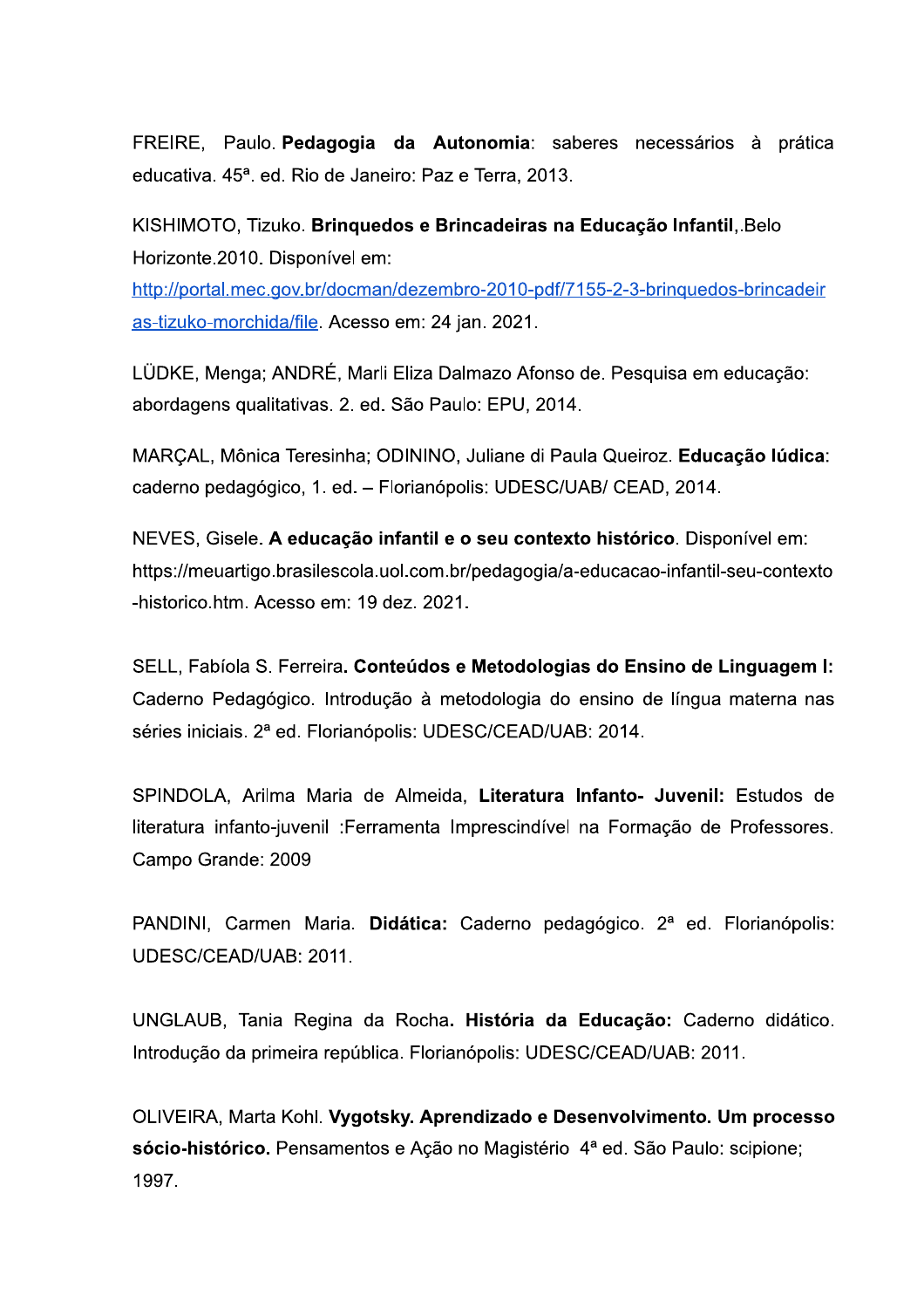FREIRE, Paulo. **Pedagogia da Autonomia**: saberes necessários à prática educativa. 45ª. ed. Rio de Janeiro: Paz e Terra, 2013.

KISHIMOTO, Tizuko. **Brinquedos e Brincadeiras na Educação Infantil**,.Belo Horizonte.2010. Disponível em: [http://portal.mec.gov.br/docman/dezembro-2010-pdf/7155-2-3-brinquedos-brincadeiras-tizuko-morchida/file](http://portal.mec.gov.br/docman/dezembro-2010-pdf/7155-2-3-brinquedos-brincadeiras-tizuko-morchida/file). Acesso em: 24 jan. 2021.

LÜDKE, Menga; ANDRÉ, Marli Eliza Dalmazo Afonso de. Pesquisa em educação: abordagens qualitativas. 2. ed. São Paulo: EPU, 2014.

MARÇAL, Mônica Teresinha; ODININO, Juliane di Paula Queiroz. **Educação lúdica**: caderno pedagógico, 1. ed. – Florianópolis: UDESC/UAB/ CEAD, 2014.

NEVES, Gisele. **A educação infantil e o seu contexto histórico**. Disponível em: https://meuartigo.brasilescola.uol.com.br/pedagogia/a-educacao-infantil-seu-contexto-historico.htm. Acesso em: 19 dez. 2021.

SELL, Fabíola S. Ferreira**. Conteúdos e Metodologias do Ensino de Linguagem I:** Caderno Pedagógico. Introdução à metodologia do ensino de língua materna nas séries iniciais. 2ª ed. Florianópolis: UDESC/CEAD/UAB: 2014.

SPINDOLA, Arilma Maria de Almeida, **Literatura Infanto- Juvenil:** Estudos de literatura infanto-juvenil :Ferramenta Imprescindível na Formação de Professores. Campo Grande: 2009

PANDINI, Carmen Maria. **Didática:** Caderno pedagógico. 2ª ed. Florianópolis: UDESC/CEAD/UAB: 2011.

UNGLAUB, Tania Regina da Rocha**. História da Educação:** Caderno didático. Introdução da primeira república. Florianópolis: UDESC/CEAD/UAB: 2011.

OLIVEIRA, Marta Kohl. **Vygotsky. Aprendizado e Desenvolvimento. Um processo sócio-histórico.** Pensamentos e Ação no Magistério 4ª ed. São Paulo: scipione; 1997.